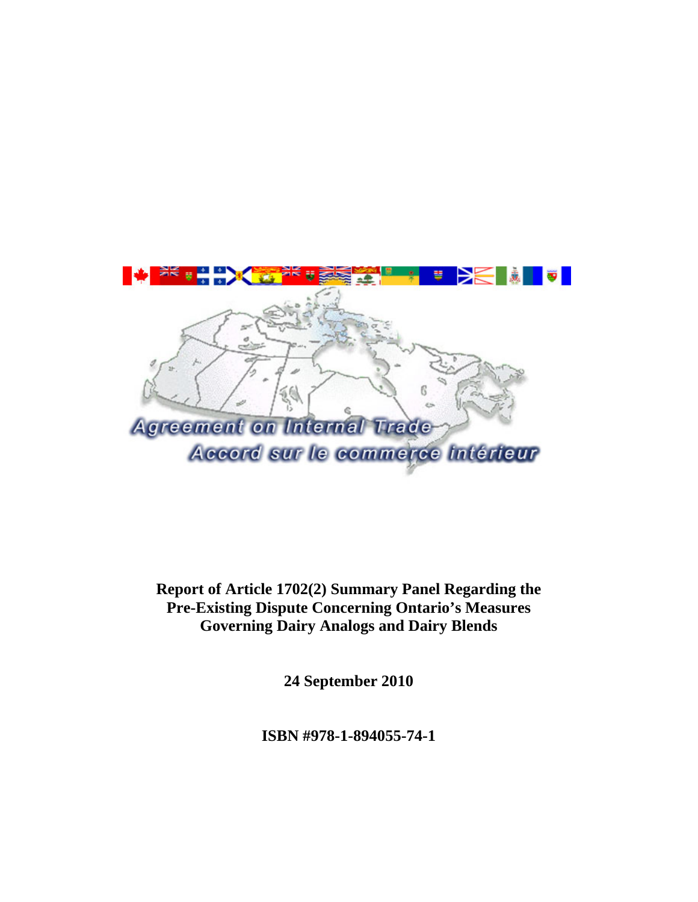Agreement on Internal Trade

Accord sur le commerce intérieur

**Report of Article 1702(2) Summary Panel Regarding the Pre-Existing Dispute Concerning Ontario's Measures Governing Dairy Analogs and Dairy Blends**

**24 September 2010**

**ISBN #978-1-894055-74-1**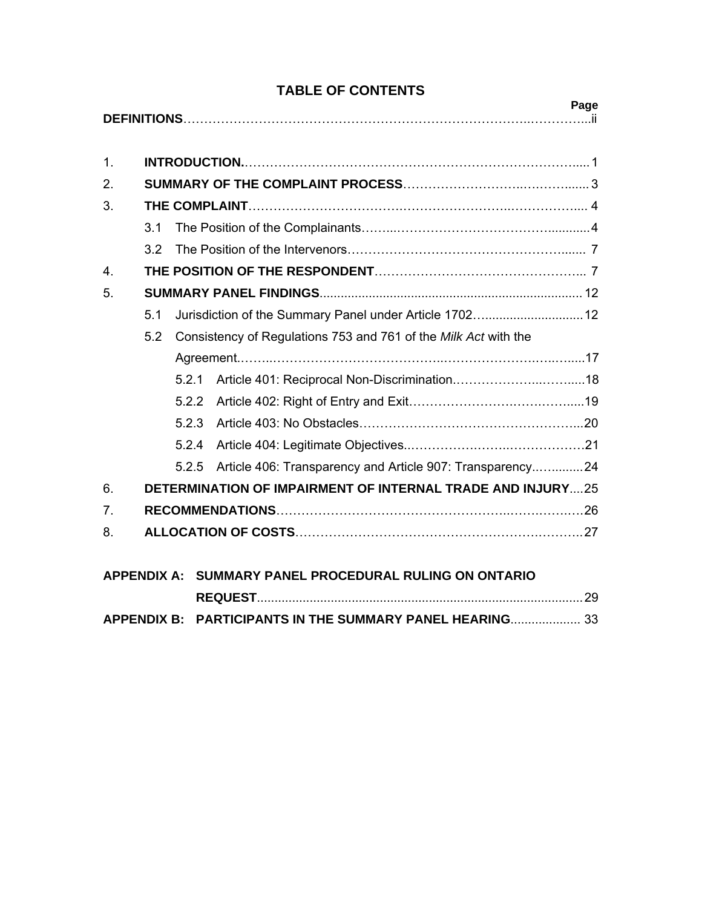# TABLE OF CONTENTS

| | | Page |
|---|---|---|
| **DEFINITIONS** | | ii |
| 1. | **INTRODUCTION.** | 1 |
| 2. | **SUMMARY OF THE COMPLAINT PROCESS** | 3 |
| 3. | **THE COMPLAINT** | 4 |
| | 3.1 The Position of the Complainants | 4 |
| | 3.2 The Position of the Intervenors | 7 |
| 4. | **THE POSITION OF THE RESPONDENT** | 7 |
| 5. | **SUMMARY PANEL FINDINGS** | 12 |
| | 5.1 Jurisdiction of the Summary Panel under Article 1702 | 12 |
| | 5.2 Consistency of Regulations 753 and 761 of the *Milk Act* with the Agreement | 17 |
| | 5.2.1 Article 401: Reciprocal Non-Discrimination | 18 |
| | 5.2.2 Article 402: Right of Entry and Exit | 19 |
| | 5.2.3 Article 403: No Obstacles | 20 |
| | 5.2.4 Article 404: Legitimate Objectives. | 21 |
| | 5.2.5 Article 406: Transparency and Article 907: Transparency | 24 |
| 6. | **DETERMINATION OF IMPAIRMENT OF INTERNAL TRADE AND INJURY** | 25 |
| 7. | **RECOMMENDATIONS** | 26 |
| 8. | **ALLOCATION OF COSTS** | 27 |
| **APPENDIX A:** | **SUMMARY PANEL PROCEDURAL RULING ON ONTARIO REQUEST** | 29 |
| **APPENDIX B:** | **PARTICIPANTS IN THE SUMMARY PANEL HEARING** | 33 |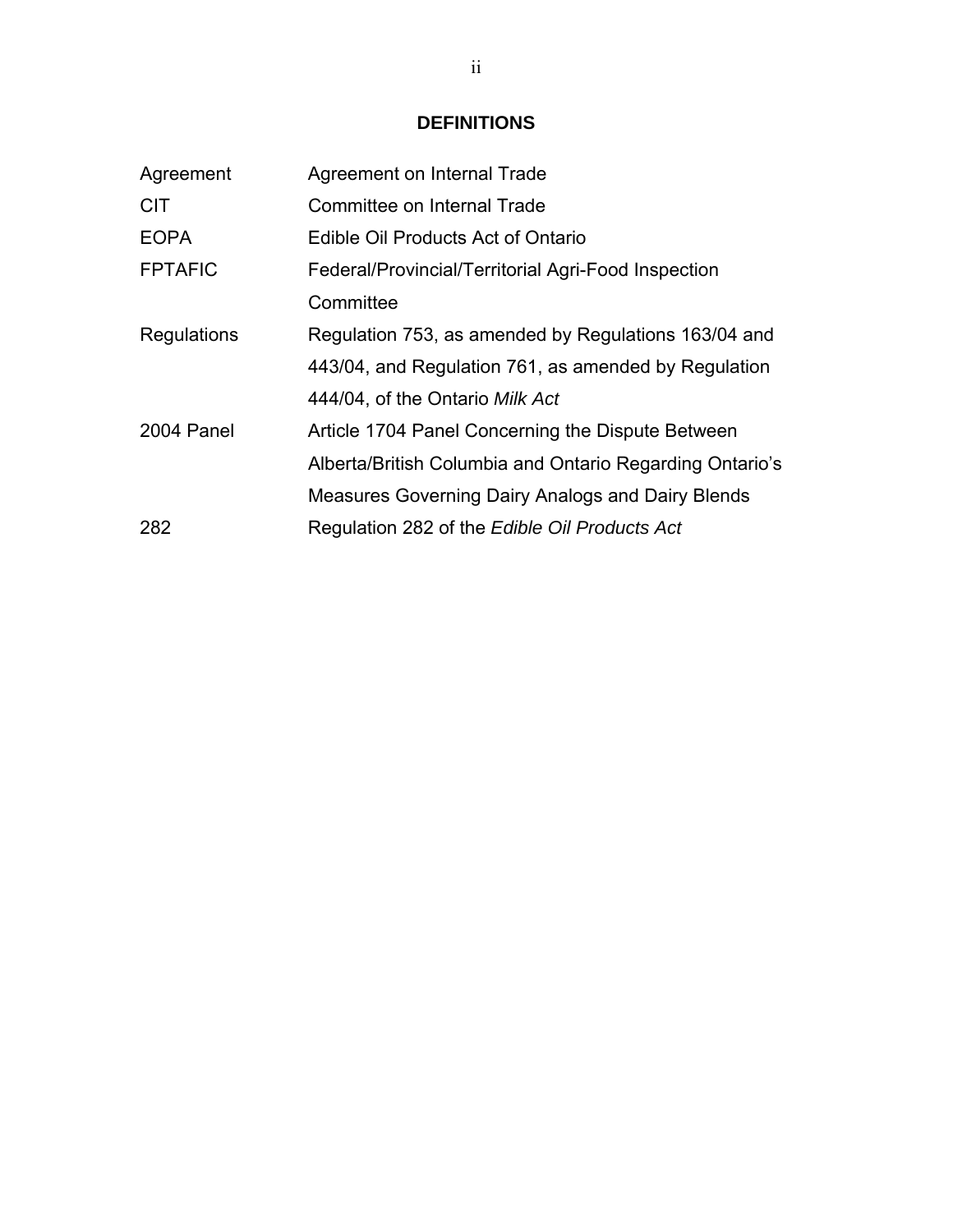## DEFINITIONS

| | |
|---|---|
| Agreement | Agreement on Internal Trade |
| CIT | Committee on Internal Trade |
| EOPA | Edible Oil Products Act of Ontario |
| FPTAFIC | Federal/Provincial/Territorial Agri-Food Inspection Committee |
| Regulations | Regulation 753, as amended by Regulations 163/04 and 443/04, and Regulation 761, as amended by Regulation 444/04, of the Ontario *Milk Act* |
| 2004 Panel | Article 1704 Panel Concerning the Dispute Between Alberta/British Columbia and Ontario Regarding Ontario's Measures Governing Dairy Analogs and Dairy Blends |
| 282 | Regulation 282 of the *Edible Oil Products Act* |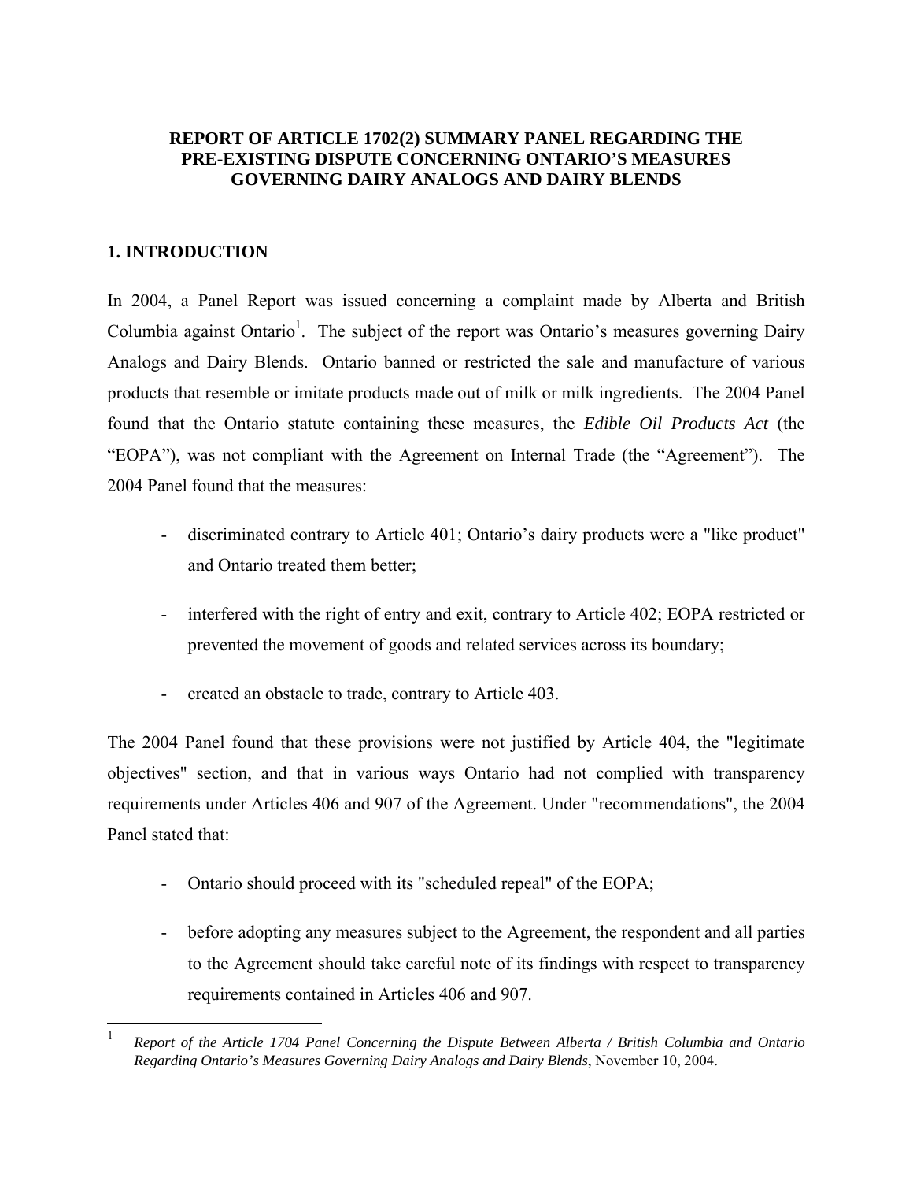**REPORT OF ARTICLE 1702(2) SUMMARY PANEL REGARDING THE PRE-EXISTING DISPUTE CONCERNING ONTARIO'S MEASURES GOVERNING DAIRY ANALOGS AND DAIRY BLENDS**

## 1. INTRODUCTION

In 2004, a Panel Report was issued concerning a complaint made by Alberta and British Columbia against Ontario[1]. The subject of the report was Ontario's measures governing Dairy Analogs and Dairy Blends. Ontario banned or restricted the sale and manufacture of various products that resemble or imitate products made out of milk or milk ingredients. The 2004 Panel found that the Ontario statute containing these measures, the *Edible Oil Products Act* (the "EOPA"), was not compliant with the Agreement on Internal Trade (the "Agreement"). The 2004 Panel found that the measures:

- discriminated contrary to Article 401; Ontario's dairy products were a "like product" and Ontario treated them better;
- interfered with the right of entry and exit, contrary to Article 402; EOPA restricted or prevented the movement of goods and related services across its boundary;
- created an obstacle to trade, contrary to Article 403.

The 2004 Panel found that these provisions were not justified by Article 404, the "legitimate objectives" section, and that in various ways Ontario had not complied with transparency requirements under Articles 406 and 907 of the Agreement. Under "recommendations", the 2004 Panel stated that:

- Ontario should proceed with its "scheduled repeal" of the EOPA;
- before adopting any measures subject to the Agreement, the respondent and all parties to the Agreement should take careful note of its findings with respect to transparency requirements contained in Articles 406 and 907.

[1] *Report of the Article 1704 Panel Concerning the Dispute Between Alberta / British Columbia and Ontario Regarding Ontario's Measures Governing Dairy Analogs and Dairy Blends*, November 10, 2004.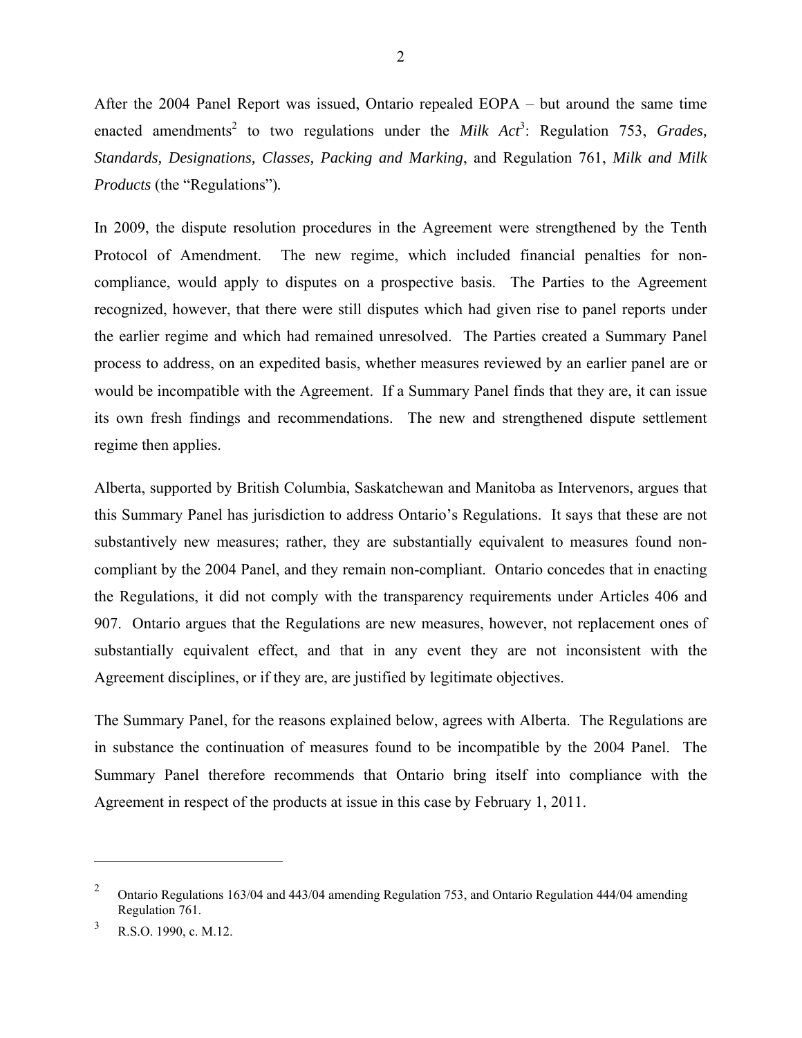After the 2004 Panel Report was issued, Ontario repealed EOPA – but around the same time enacted amendments[2] to two regulations under the *Milk Act*[3]: Regulation 753, *Grades, Standards, Designations, Classes, Packing and Marking*, and Regulation 761, *Milk and Milk Products* (the "Regulations").

In 2009, the dispute resolution procedures in the Agreement were strengthened by the Tenth Protocol of Amendment. The new regime, which included financial penalties for non-compliance, would apply to disputes on a prospective basis. The Parties to the Agreement recognized, however, that there were still disputes which had given rise to panel reports under the earlier regime and which had remained unresolved. The Parties created a Summary Panel process to address, on an expedited basis, whether measures reviewed by an earlier panel are or would be incompatible with the Agreement. If a Summary Panel finds that they are, it can issue its own fresh findings and recommendations. The new and strengthened dispute settlement regime then applies.

Alberta, supported by British Columbia, Saskatchewan and Manitoba as Intervenors, argues that this Summary Panel has jurisdiction to address Ontario's Regulations. It says that these are not substantively new measures; rather, they are substantially equivalent to measures found non-compliant by the 2004 Panel, and they remain non-compliant. Ontario concedes that in enacting the Regulations, it did not comply with the transparency requirements under Articles 406 and 907. Ontario argues that the Regulations are new measures, however, not replacement ones of substantially equivalent effect, and that in any event they are not inconsistent with the Agreement disciplines, or if they are, are justified by legitimate objectives.

The Summary Panel, for the reasons explained below, agrees with Alberta. The Regulations are in substance the continuation of measures found to be incompatible by the 2004 Panel. The Summary Panel therefore recommends that Ontario bring itself into compliance with the Agreement in respect of the products at issue in this case by February 1, 2011.

---

[2] Ontario Regulations 163/04 and 443/04 amending Regulation 753, and Ontario Regulation 444/04 amending Regulation 761.

[3] R.S.O. 1990, c. M.12.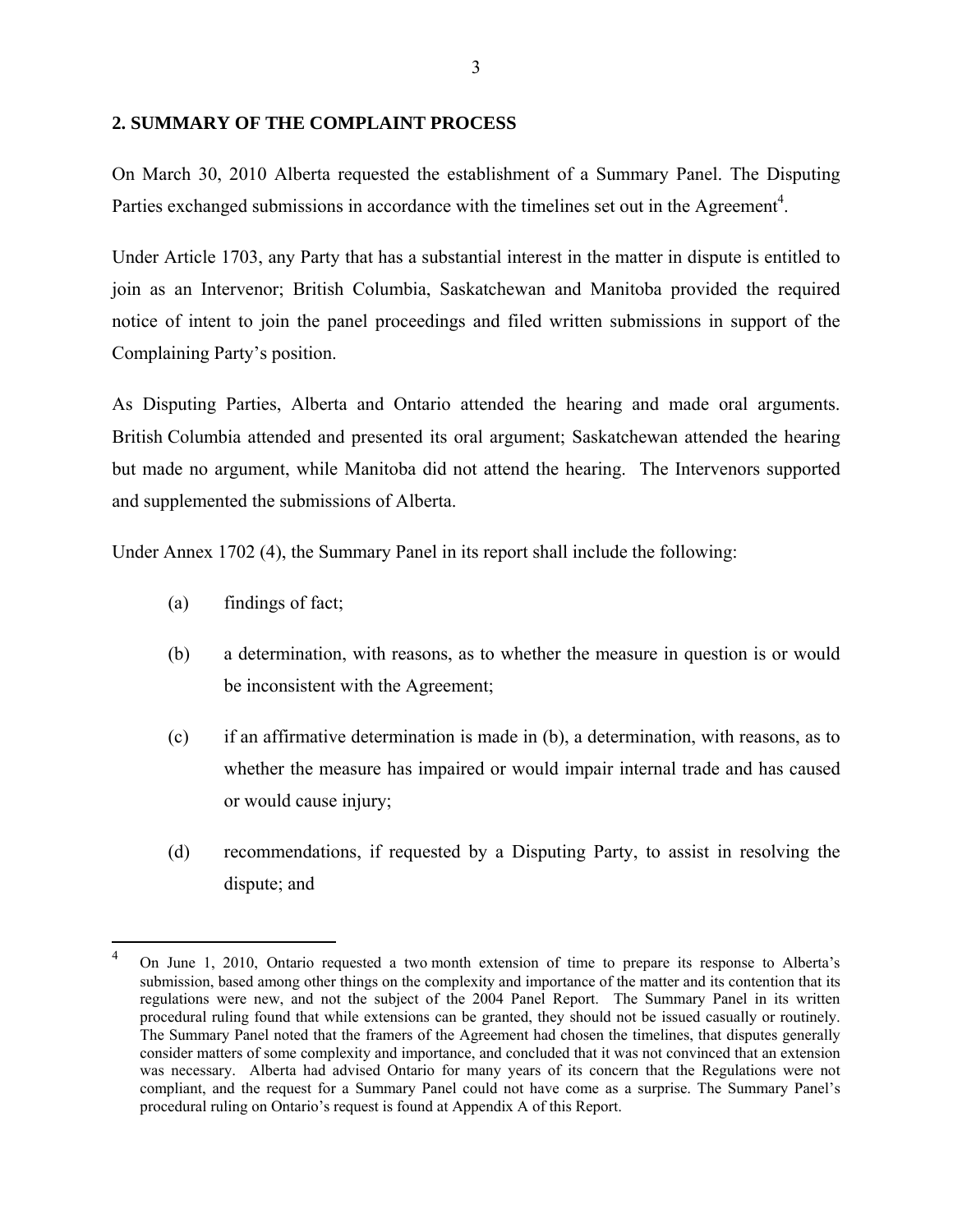## 2. SUMMARY OF THE COMPLAINT PROCESS

On March 30, 2010 Alberta requested the establishment of a Summary Panel. The Disputing Parties exchanged submissions in accordance with the timelines set out in the Agreement[4].

Under Article 1703, any Party that has a substantial interest in the matter in dispute is entitled to join as an Intervenor; British Columbia, Saskatchewan and Manitoba provided the required notice of intent to join the panel proceedings and filed written submissions in support of the Complaining Party's position.

As Disputing Parties, Alberta and Ontario attended the hearing and made oral arguments. British Columbia attended and presented its oral argument; Saskatchewan attended the hearing but made no argument, while Manitoba did not attend the hearing. The Intervenors supported and supplemented the submissions of Alberta.

Under Annex 1702 (4), the Summary Panel in its report shall include the following:

(a) findings of fact;

(b) a determination, with reasons, as to whether the measure in question is or would be inconsistent with the Agreement;

(c) if an affirmative determination is made in (b), a determination, with reasons, as to whether the measure has impaired or would impair internal trade and has caused or would cause injury;

(d) recommendations, if requested by a Disputing Party, to assist in resolving the dispute; and

---

[4] On June 1, 2010, Ontario requested a two month extension of time to prepare its response to Alberta's submission, based among other things on the complexity and importance of the matter and its contention that its regulations were new, and not the subject of the 2004 Panel Report. The Summary Panel in its written procedural ruling found that while extensions can be granted, they should not be issued casually or routinely. The Summary Panel noted that the framers of the Agreement had chosen the timelines, that disputes generally consider matters of some complexity and importance, and concluded that it was not convinced that an extension was necessary. Alberta had advised Ontario for many years of its concern that the Regulations were not compliant, and the request for a Summary Panel could not have come as a surprise. The Summary Panel's procedural ruling on Ontario's request is found at Appendix A of this Report.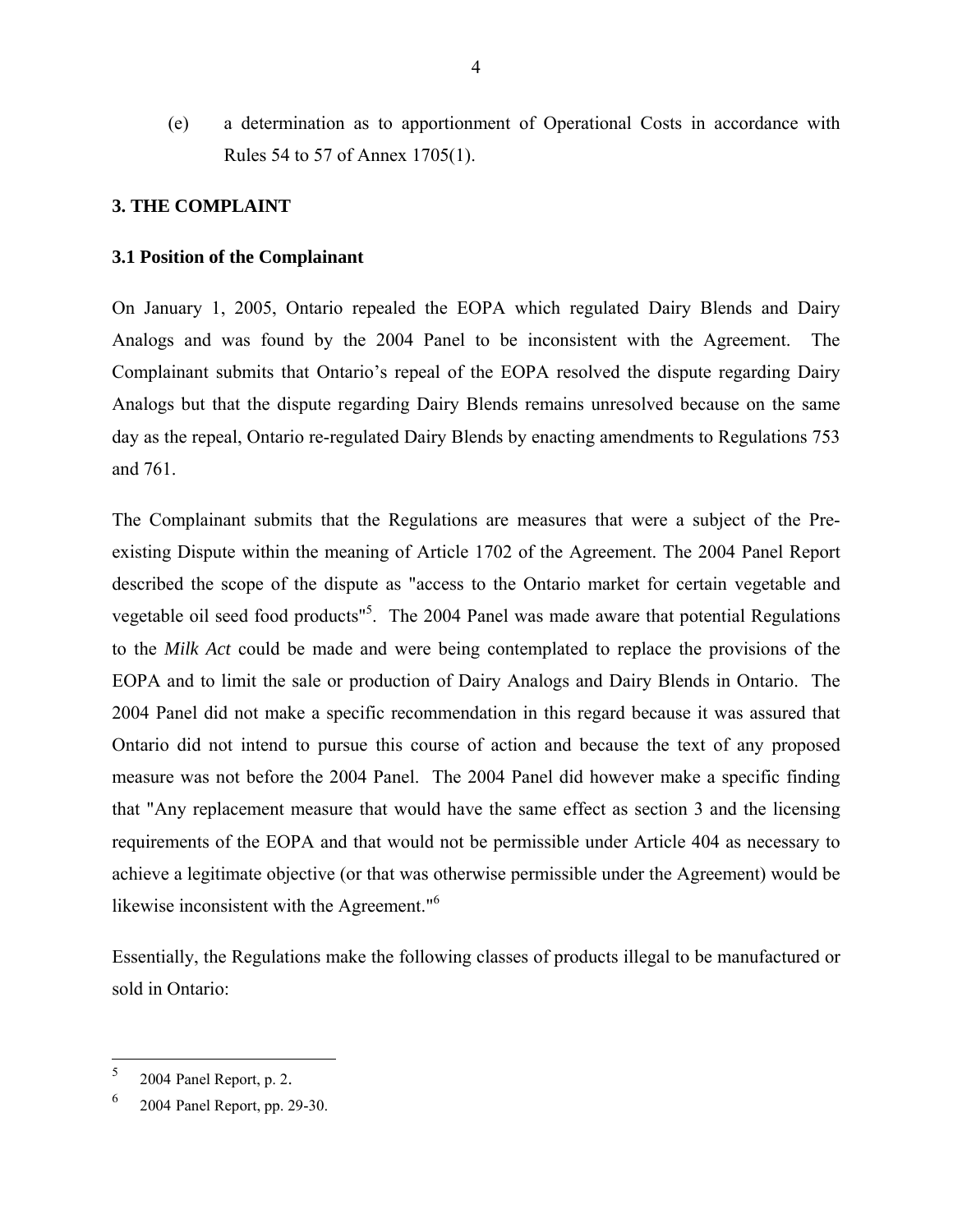(e) a determination as to apportionment of Operational Costs in accordance with Rules 54 to 57 of Annex 1705(1).

## 3. THE COMPLAINT

### 3.1 Position of the Complainant

On January 1, 2005, Ontario repealed the EOPA which regulated Dairy Blends and Dairy Analogs and was found by the 2004 Panel to be inconsistent with the Agreement. The Complainant submits that Ontario's repeal of the EOPA resolved the dispute regarding Dairy Analogs but that the dispute regarding Dairy Blends remains unresolved because on the same day as the repeal, Ontario re-regulated Dairy Blends by enacting amendments to Regulations 753 and 761.

The Complainant submits that the Regulations are measures that were a subject of the Pre-existing Dispute within the meaning of Article 1702 of the Agreement. The 2004 Panel Report described the scope of the dispute as "access to the Ontario market for certain vegetable and vegetable oil seed food products"[5]. The 2004 Panel was made aware that potential Regulations to the *Milk Act* could be made and were being contemplated to replace the provisions of the EOPA and to limit the sale or production of Dairy Analogs and Dairy Blends in Ontario. The 2004 Panel did not make a specific recommendation in this regard because it was assured that Ontario did not intend to pursue this course of action and because the text of any proposed measure was not before the 2004 Panel. The 2004 Panel did however make a specific finding that "Any replacement measure that would have the same effect as section 3 and the licensing requirements of the EOPA and that would not be permissible under Article 404 as necessary to achieve a legitimate objective (or that was otherwise permissible under the Agreement) would be likewise inconsistent with the Agreement."[6]

Essentially, the Regulations make the following classes of products illegal to be manufactured or sold in Ontario:

---

[5] 2004 Panel Report, p. 2.

[6] 2004 Panel Report, pp. 29-30.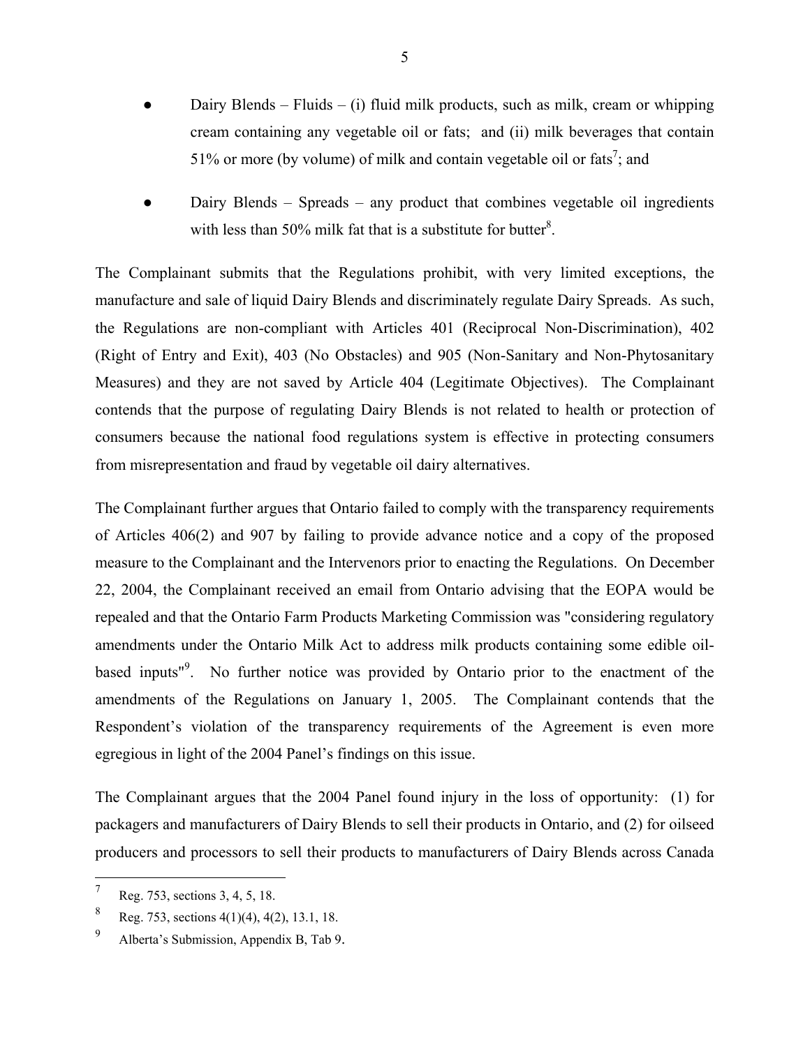- Dairy Blends – Fluids – (i) fluid milk products, such as milk, cream or whipping cream containing any vegetable oil or fats; and (ii) milk beverages that contain 51% or more (by volume) of milk and contain vegetable oil or fats[7]; and

- Dairy Blends – Spreads – any product that combines vegetable oil ingredients with less than 50% milk fat that is a substitute for butter[8].

The Complainant submits that the Regulations prohibit, with very limited exceptions, the manufacture and sale of liquid Dairy Blends and discriminately regulate Dairy Spreads. As such, the Regulations are non-compliant with Articles 401 (Reciprocal Non-Discrimination), 402 (Right of Entry and Exit), 403 (No Obstacles) and 905 (Non-Sanitary and Non-Phytosanitary Measures) and they are not saved by Article 404 (Legitimate Objectives). The Complainant contends that the purpose of regulating Dairy Blends is not related to health or protection of consumers because the national food regulations system is effective in protecting consumers from misrepresentation and fraud by vegetable oil dairy alternatives.

The Complainant further argues that Ontario failed to comply with the transparency requirements of Articles 406(2) and 907 by failing to provide advance notice and a copy of the proposed measure to the Complainant and the Intervenors prior to enacting the Regulations. On December 22, 2004, the Complainant received an email from Ontario advising that the EOPA would be repealed and that the Ontario Farm Products Marketing Commission was "considering regulatory amendments under the Ontario Milk Act to address milk products containing some edible oil-based inputs"[9]. No further notice was provided by Ontario prior to the enactment of the amendments of the Regulations on January 1, 2005. The Complainant contends that the Respondent's violation of the transparency requirements of the Agreement is even more egregious in light of the 2004 Panel's findings on this issue.

The Complainant argues that the 2004 Panel found injury in the loss of opportunity: (1) for packagers and manufacturers of Dairy Blends to sell their products in Ontario, and (2) for oilseed producers and processors to sell their products to manufacturers of Dairy Blends across Canada

---

[7] Reg. 753, sections 3, 4, 5, 18.

[8] Reg. 753, sections 4(1)(4), 4(2), 13.1, 18.

[9] Alberta's Submission, Appendix B, Tab 9.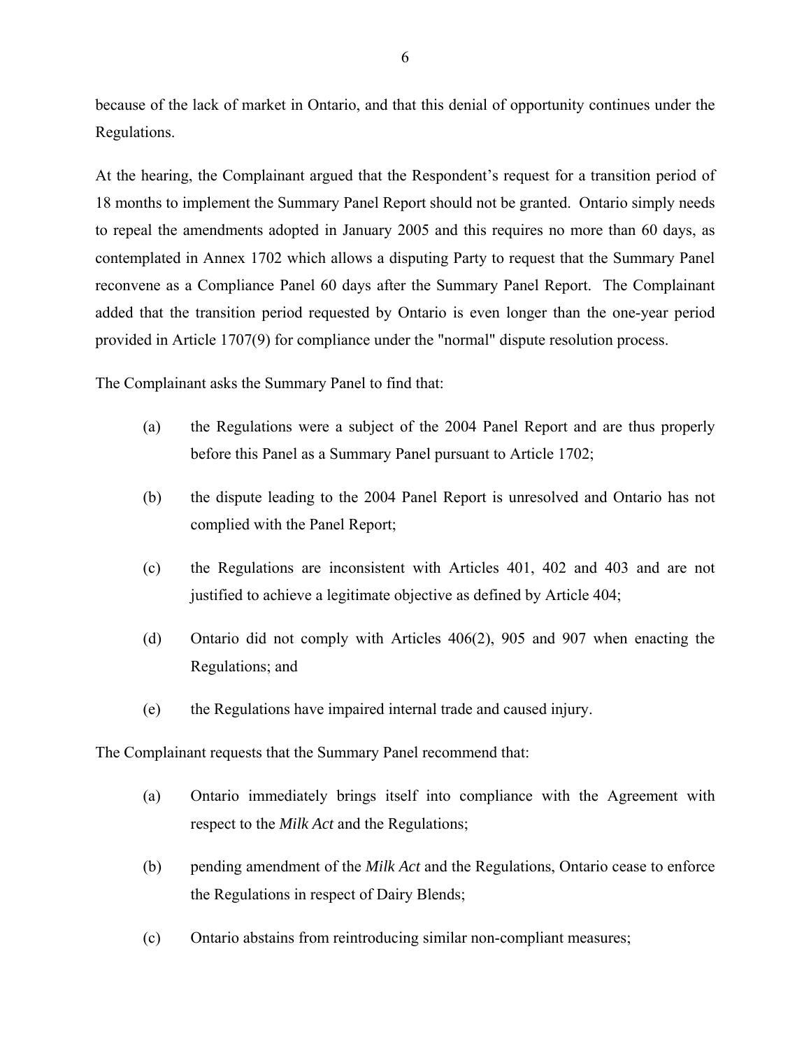because of the lack of market in Ontario, and that this denial of opportunity continues under the Regulations.

At the hearing, the Complainant argued that the Respondent's request for a transition period of 18 months to implement the Summary Panel Report should not be granted. Ontario simply needs to repeal the amendments adopted in January 2005 and this requires no more than 60 days, as contemplated in Annex 1702 which allows a disputing Party to request that the Summary Panel reconvene as a Compliance Panel 60 days after the Summary Panel Report. The Complainant added that the transition period requested by Ontario is even longer than the one-year period provided in Article 1707(9) for compliance under the "normal" dispute resolution process.

The Complainant asks the Summary Panel to find that:

(a) the Regulations were a subject of the 2004 Panel Report and are thus properly before this Panel as a Summary Panel pursuant to Article 1702;

(b) the dispute leading to the 2004 Panel Report is unresolved and Ontario has not complied with the Panel Report;

(c) the Regulations are inconsistent with Articles 401, 402 and 403 and are not justified to achieve a legitimate objective as defined by Article 404;

(d) Ontario did not comply with Articles 406(2), 905 and 907 when enacting the Regulations; and

(e) the Regulations have impaired internal trade and caused injury.

The Complainant requests that the Summary Panel recommend that:

(a) Ontario immediately brings itself into compliance with the Agreement with respect to the *Milk Act* and the Regulations;

(b) pending amendment of the *Milk Act* and the Regulations, Ontario cease to enforce the Regulations in respect of Dairy Blends;

(c) Ontario abstains from reintroducing similar non-compliant measures;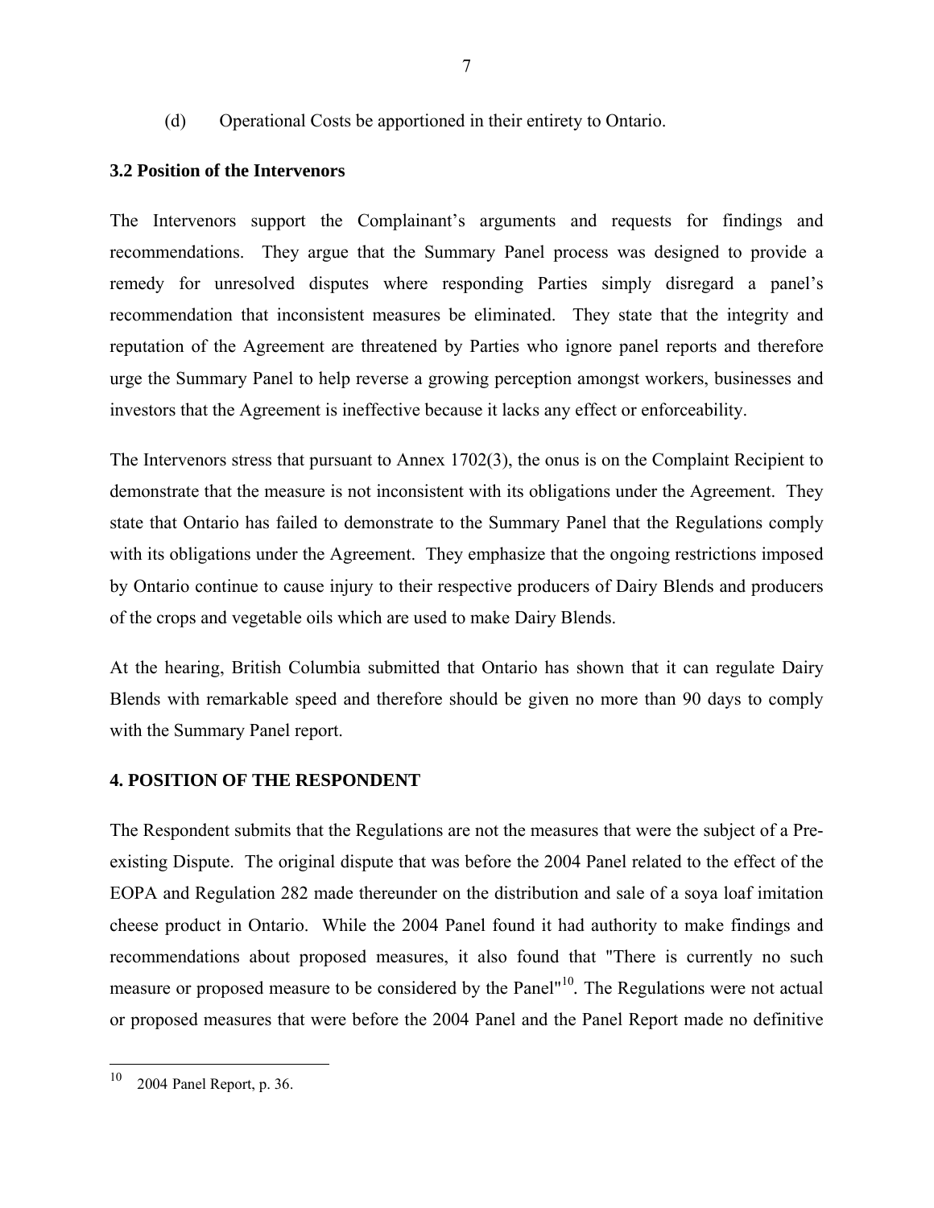(d) Operational Costs be apportioned in their entirety to Ontario.

### 3.2 Position of the Intervenors

The Intervenors support the Complainant's arguments and requests for findings and recommendations. They argue that the Summary Panel process was designed to provide a remedy for unresolved disputes where responding Parties simply disregard a panel's recommendation that inconsistent measures be eliminated. They state that the integrity and reputation of the Agreement are threatened by Parties who ignore panel reports and therefore urge the Summary Panel to help reverse a growing perception amongst workers, businesses and investors that the Agreement is ineffective because it lacks any effect or enforceability.

The Intervenors stress that pursuant to Annex 1702(3), the onus is on the Complaint Recipient to demonstrate that the measure is not inconsistent with its obligations under the Agreement. They state that Ontario has failed to demonstrate to the Summary Panel that the Regulations comply with its obligations under the Agreement. They emphasize that the ongoing restrictions imposed by Ontario continue to cause injury to their respective producers of Dairy Blends and producers of the crops and vegetable oils which are used to make Dairy Blends.

At the hearing, British Columbia submitted that Ontario has shown that it can regulate Dairy Blends with remarkable speed and therefore should be given no more than 90 days to comply with the Summary Panel report.

## 4. POSITION OF THE RESPONDENT

The Respondent submits that the Regulations are not the measures that were the subject of a Pre-existing Dispute. The original dispute that was before the 2004 Panel related to the effect of the EOPA and Regulation 282 made thereunder on the distribution and sale of a soya loaf imitation cheese product in Ontario. While the 2004 Panel found it had authority to make findings and recommendations about proposed measures, it also found that "There is currently no such measure or proposed measure to be considered by the Panel"[10]. The Regulations were not actual or proposed measures that were before the 2004 Panel and the Panel Report made no definitive

[10] 2004 Panel Report, p. 36.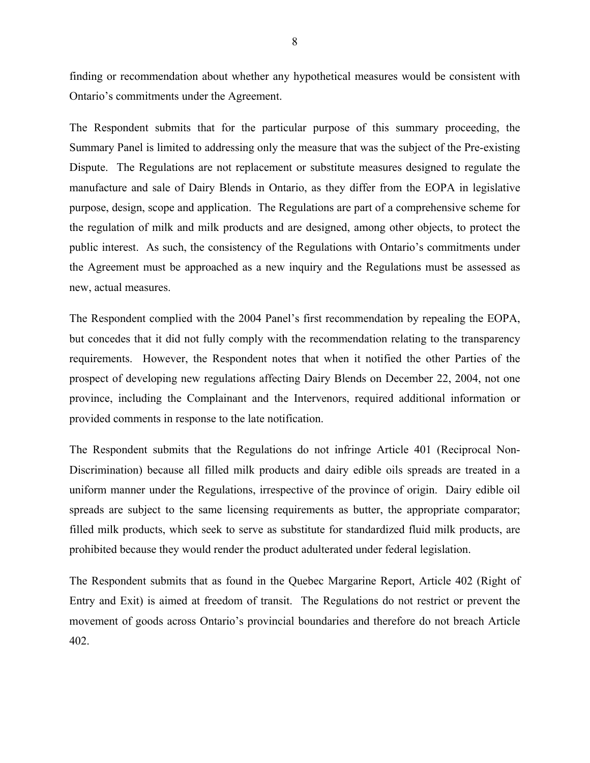finding or recommendation about whether any hypothetical measures would be consistent with Ontario's commitments under the Agreement.

The Respondent submits that for the particular purpose of this summary proceeding, the Summary Panel is limited to addressing only the measure that was the subject of the Pre-existing Dispute. The Regulations are not replacement or substitute measures designed to regulate the manufacture and sale of Dairy Blends in Ontario, as they differ from the EOPA in legislative purpose, design, scope and application. The Regulations are part of a comprehensive scheme for the regulation of milk and milk products and are designed, among other objects, to protect the public interest. As such, the consistency of the Regulations with Ontario's commitments under the Agreement must be approached as a new inquiry and the Regulations must be assessed as new, actual measures.

The Respondent complied with the 2004 Panel's first recommendation by repealing the EOPA, but concedes that it did not fully comply with the recommendation relating to the transparency requirements. However, the Respondent notes that when it notified the other Parties of the prospect of developing new regulations affecting Dairy Blends on December 22, 2004, not one province, including the Complainant and the Intervenors, required additional information or provided comments in response to the late notification.

The Respondent submits that the Regulations do not infringe Article 401 (Reciprocal Non-Discrimination) because all filled milk products and dairy edible oils spreads are treated in a uniform manner under the Regulations, irrespective of the province of origin. Dairy edible oil spreads are subject to the same licensing requirements as butter, the appropriate comparator; filled milk products, which seek to serve as substitute for standardized fluid milk products, are prohibited because they would render the product adulterated under federal legislation.

The Respondent submits that as found in the Quebec Margarine Report, Article 402 (Right of Entry and Exit) is aimed at freedom of transit. The Regulations do not restrict or prevent the movement of goods across Ontario's provincial boundaries and therefore do not breach Article 402.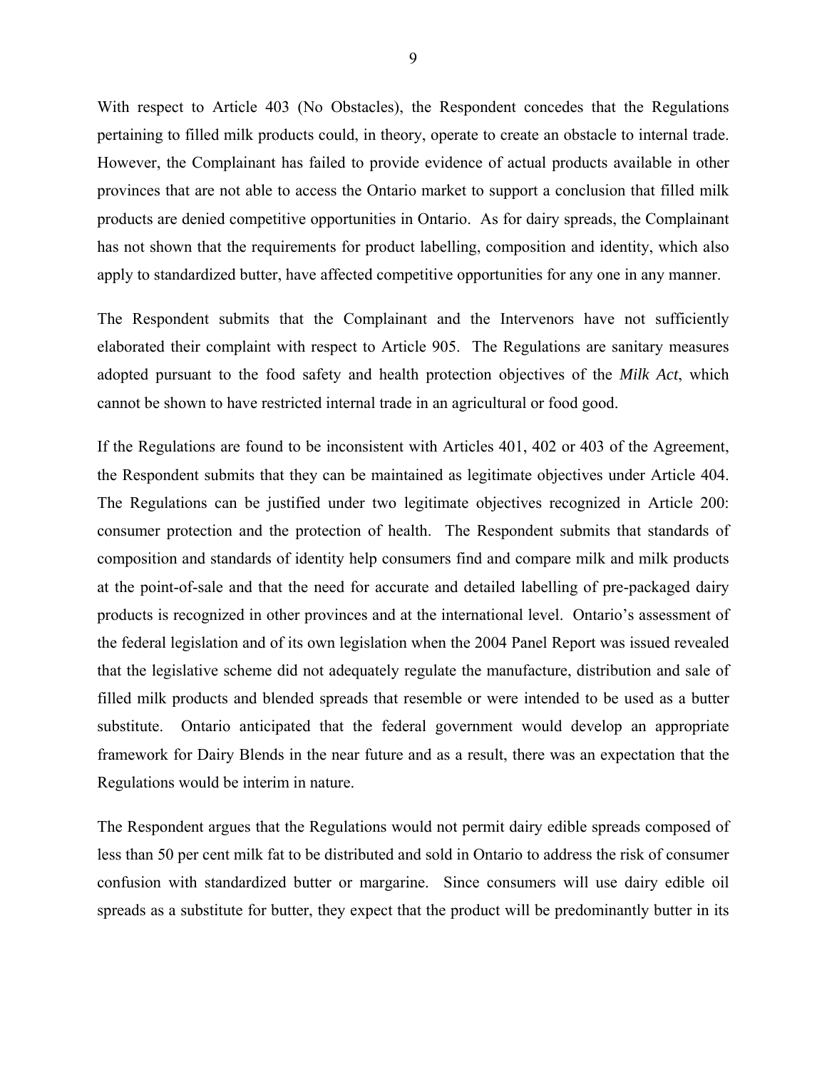With respect to Article 403 (No Obstacles), the Respondent concedes that the Regulations pertaining to filled milk products could, in theory, operate to create an obstacle to internal trade. However, the Complainant has failed to provide evidence of actual products available in other provinces that are not able to access the Ontario market to support a conclusion that filled milk products are denied competitive opportunities in Ontario. As for dairy spreads, the Complainant has not shown that the requirements for product labelling, composition and identity, which also apply to standardized butter, have affected competitive opportunities for any one in any manner.

The Respondent submits that the Complainant and the Intervenors have not sufficiently elaborated their complaint with respect to Article 905. The Regulations are sanitary measures adopted pursuant to the food safety and health protection objectives of the *Milk Act*, which cannot be shown to have restricted internal trade in an agricultural or food good.

If the Regulations are found to be inconsistent with Articles 401, 402 or 403 of the Agreement, the Respondent submits that they can be maintained as legitimate objectives under Article 404. The Regulations can be justified under two legitimate objectives recognized in Article 200: consumer protection and the protection of health. The Respondent submits that standards of composition and standards of identity help consumers find and compare milk and milk products at the point-of-sale and that the need for accurate and detailed labelling of pre-packaged dairy products is recognized in other provinces and at the international level. Ontario's assessment of the federal legislation and of its own legislation when the 2004 Panel Report was issued revealed that the legislative scheme did not adequately regulate the manufacture, distribution and sale of filled milk products and blended spreads that resemble or were intended to be used as a butter substitute. Ontario anticipated that the federal government would develop an appropriate framework for Dairy Blends in the near future and as a result, there was an expectation that the Regulations would be interim in nature.

The Respondent argues that the Regulations would not permit dairy edible spreads composed of less than 50 per cent milk fat to be distributed and sold in Ontario to address the risk of consumer confusion with standardized butter or margarine. Since consumers will use dairy edible oil spreads as a substitute for butter, they expect that the product will be predominantly butter in its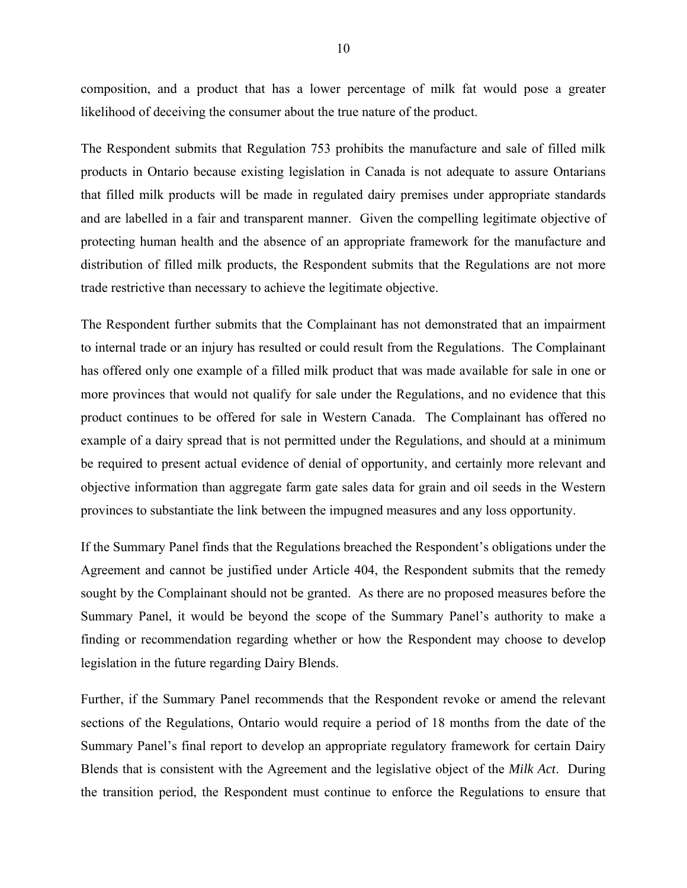composition, and a product that has a lower percentage of milk fat would pose a greater likelihood of deceiving the consumer about the true nature of the product.

The Respondent submits that Regulation 753 prohibits the manufacture and sale of filled milk products in Ontario because existing legislation in Canada is not adequate to assure Ontarians that filled milk products will be made in regulated dairy premises under appropriate standards and are labelled in a fair and transparent manner. Given the compelling legitimate objective of protecting human health and the absence of an appropriate framework for the manufacture and distribution of filled milk products, the Respondent submits that the Regulations are not more trade restrictive than necessary to achieve the legitimate objective.

The Respondent further submits that the Complainant has not demonstrated that an impairment to internal trade or an injury has resulted or could result from the Regulations. The Complainant has offered only one example of a filled milk product that was made available for sale in one or more provinces that would not qualify for sale under the Regulations, and no evidence that this product continues to be offered for sale in Western Canada. The Complainant has offered no example of a dairy spread that is not permitted under the Regulations, and should at a minimum be required to present actual evidence of denial of opportunity, and certainly more relevant and objective information than aggregate farm gate sales data for grain and oil seeds in the Western provinces to substantiate the link between the impugned measures and any loss opportunity.

If the Summary Panel finds that the Regulations breached the Respondent's obligations under the Agreement and cannot be justified under Article 404, the Respondent submits that the remedy sought by the Complainant should not be granted. As there are no proposed measures before the Summary Panel, it would be beyond the scope of the Summary Panel's authority to make a finding or recommendation regarding whether or how the Respondent may choose to develop legislation in the future regarding Dairy Blends.

Further, if the Summary Panel recommends that the Respondent revoke or amend the relevant sections of the Regulations, Ontario would require a period of 18 months from the date of the Summary Panel's final report to develop an appropriate regulatory framework for certain Dairy Blends that is consistent with the Agreement and the legislative object of the *Milk Act*. During the transition period, the Respondent must continue to enforce the Regulations to ensure that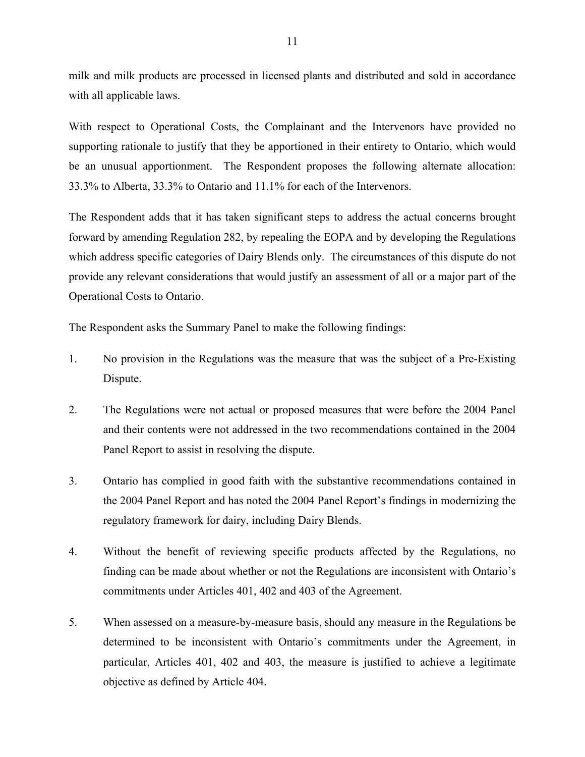milk and milk products are processed in licensed plants and distributed and sold in accordance with all applicable laws.

With respect to Operational Costs, the Complainant and the Intervenors have provided no supporting rationale to justify that they be apportioned in their entirety to Ontario, which would be an unusual apportionment. The Respondent proposes the following alternate allocation: 33.3% to Alberta, 33.3% to Ontario and 11.1% for each of the Intervenors.

The Respondent adds that it has taken significant steps to address the actual concerns brought forward by amending Regulation 282, by repealing the EOPA and by developing the Regulations which address specific categories of Dairy Blends only. The circumstances of this dispute do not provide any relevant considerations that would justify an assessment of all or a major part of the Operational Costs to Ontario.

The Respondent asks the Summary Panel to make the following findings:

1. No provision in the Regulations was the measure that was the subject of a Pre-Existing Dispute.

2. The Regulations were not actual or proposed measures that were before the 2004 Panel and their contents were not addressed in the two recommendations contained in the 2004 Panel Report to assist in resolving the dispute.

3. Ontario has complied in good faith with the substantive recommendations contained in the 2004 Panel Report and has noted the 2004 Panel Report's findings in modernizing the regulatory framework for dairy, including Dairy Blends.

4. Without the benefit of reviewing specific products affected by the Regulations, no finding can be made about whether or not the Regulations are inconsistent with Ontario's commitments under Articles 401, 402 and 403 of the Agreement.

5. When assessed on a measure-by-measure basis, should any measure in the Regulations be determined to be inconsistent with Ontario's commitments under the Agreement, in particular, Articles 401, 402 and 403, the measure is justified to achieve a legitimate objective as defined by Article 404.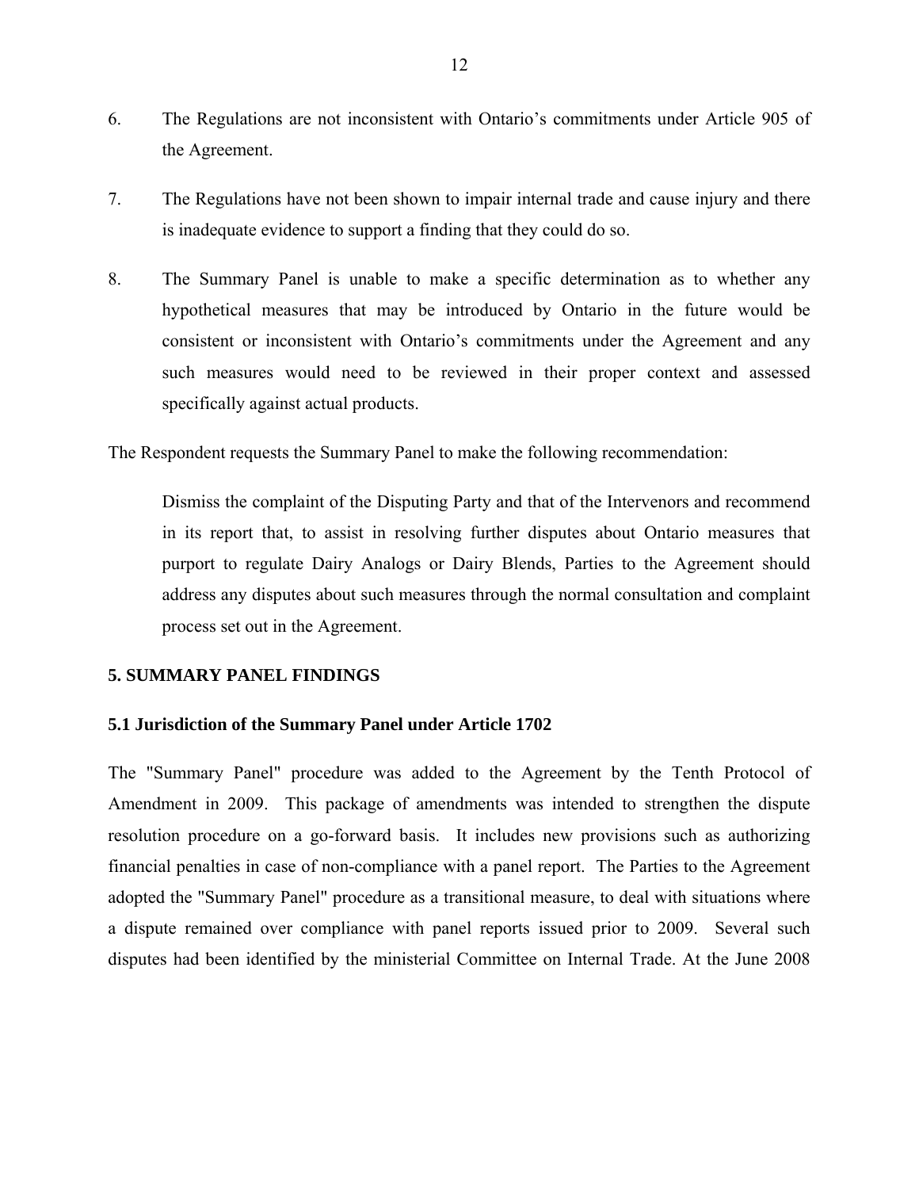6. The Regulations are not inconsistent with Ontario's commitments under Article 905 of the Agreement.

7. The Regulations have not been shown to impair internal trade and cause injury and there is inadequate evidence to support a finding that they could do so.

8. The Summary Panel is unable to make a specific determination as to whether any hypothetical measures that may be introduced by Ontario in the future would be consistent or inconsistent with Ontario's commitments under the Agreement and any such measures would need to be reviewed in their proper context and assessed specifically against actual products.

The Respondent requests the Summary Panel to make the following recommendation:

> Dismiss the complaint of the Disputing Party and that of the Intervenors and recommend in its report that, to assist in resolving further disputes about Ontario measures that purport to regulate Dairy Analogs or Dairy Blends, Parties to the Agreement should address any disputes about such measures through the normal consultation and complaint process set out in the Agreement.

## 5. SUMMARY PANEL FINDINGS

### 5.1 Jurisdiction of the Summary Panel under Article 1702

The "Summary Panel" procedure was added to the Agreement by the Tenth Protocol of Amendment in 2009. This package of amendments was intended to strengthen the dispute resolution procedure on a go-forward basis. It includes new provisions such as authorizing financial penalties in case of non-compliance with a panel report. The Parties to the Agreement adopted the "Summary Panel" procedure as a transitional measure, to deal with situations where a dispute remained over compliance with panel reports issued prior to 2009. Several such disputes had been identified by the ministerial Committee on Internal Trade. At the June 2008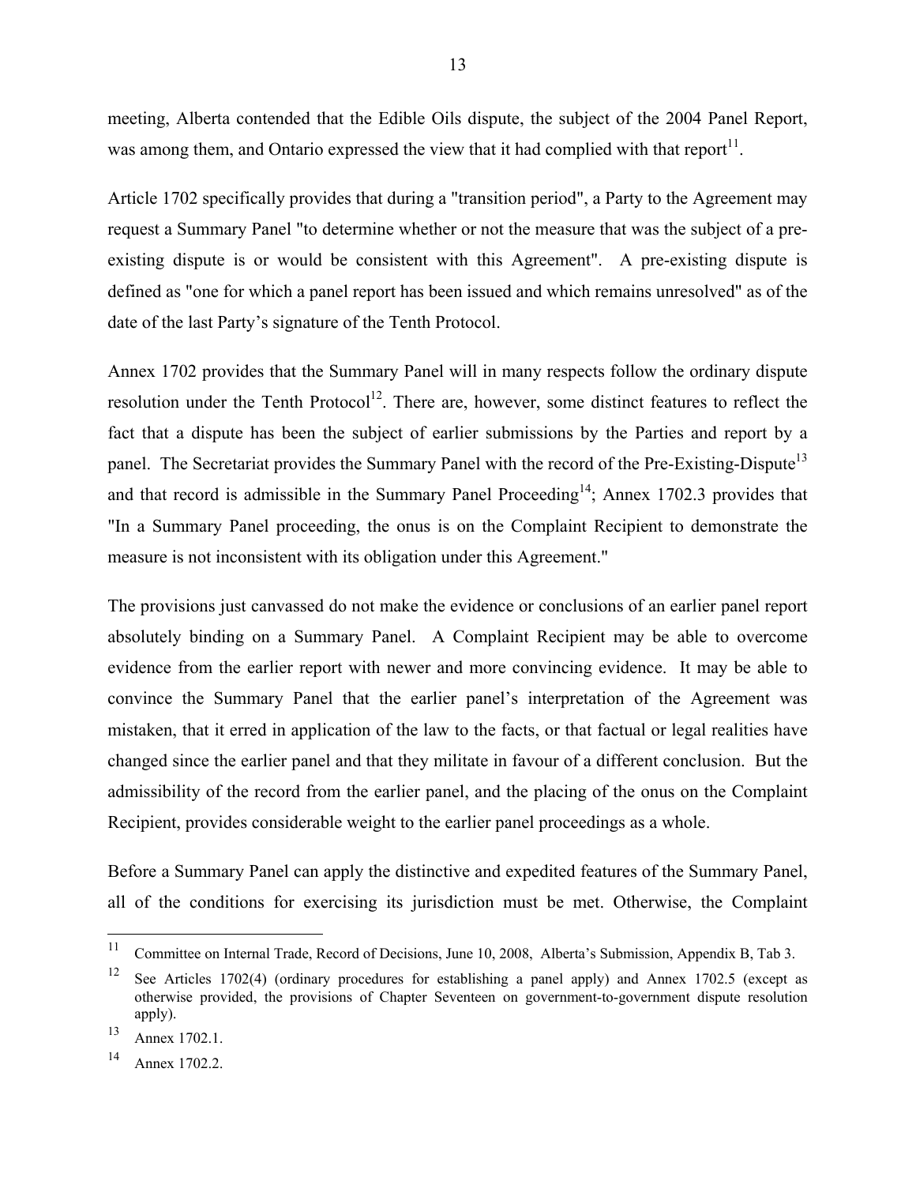meeting, Alberta contended that the Edible Oils dispute, the subject of the 2004 Panel Report, was among them, and Ontario expressed the view that it had complied with that report[11].

Article 1702 specifically provides that during a "transition period", a Party to the Agreement may request a Summary Panel "to determine whether or not the measure that was the subject of a pre-existing dispute is or would be consistent with this Agreement". A pre-existing dispute is defined as "one for which a panel report has been issued and which remains unresolved" as of the date of the last Party's signature of the Tenth Protocol.

Annex 1702 provides that the Summary Panel will in many respects follow the ordinary dispute resolution under the Tenth Protocol[12]. There are, however, some distinct features to reflect the fact that a dispute has been the subject of earlier submissions by the Parties and report by a panel. The Secretariat provides the Summary Panel with the record of the Pre-Existing-Dispute[13] and that record is admissible in the Summary Panel Proceeding[14]; Annex 1702.3 provides that "In a Summary Panel proceeding, the onus is on the Complaint Recipient to demonstrate the measure is not inconsistent with its obligation under this Agreement."

The provisions just canvassed do not make the evidence or conclusions of an earlier panel report absolutely binding on a Summary Panel. A Complaint Recipient may be able to overcome evidence from the earlier report with newer and more convincing evidence. It may be able to convince the Summary Panel that the earlier panel's interpretation of the Agreement was mistaken, that it erred in application of the law to the facts, or that factual or legal realities have changed since the earlier panel and that they militate in favour of a different conclusion. But the admissibility of the record from the earlier panel, and the placing of the onus on the Complaint Recipient, provides considerable weight to the earlier panel proceedings as a whole.

Before a Summary Panel can apply the distinctive and expedited features of the Summary Panel, all of the conditions for exercising its jurisdiction must be met. Otherwise, the Complaint

---

[11] Committee on Internal Trade, Record of Decisions, June 10, 2008, Alberta's Submission, Appendix B, Tab 3.

[12] See Articles 1702(4) (ordinary procedures for establishing a panel apply) and Annex 1702.5 (except as otherwise provided, the provisions of Chapter Seventeen on government-to-government dispute resolution apply).

[13] Annex 1702.1.

[14] Annex 1702.2.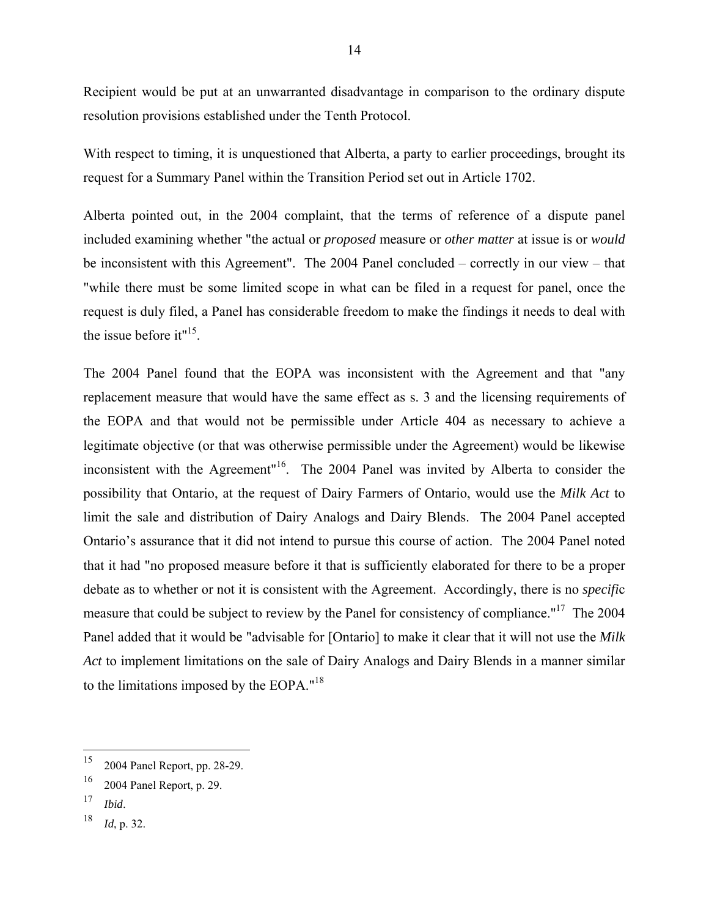Recipient would be put at an unwarranted disadvantage in comparison to the ordinary dispute resolution provisions established under the Tenth Protocol.

With respect to timing, it is unquestioned that Alberta, a party to earlier proceedings, brought its request for a Summary Panel within the Transition Period set out in Article 1702.

Alberta pointed out, in the 2004 complaint, that the terms of reference of a dispute panel included examining whether "the actual or *proposed* measure or *other matter* at issue is or *would* be inconsistent with this Agreement". The 2004 Panel concluded – correctly in our view – that "while there must be some limited scope in what can be filed in a request for panel, once the request is duly filed, a Panel has considerable freedom to make the findings it needs to deal with the issue before it"[15].

The 2004 Panel found that the EOPA was inconsistent with the Agreement and that "any replacement measure that would have the same effect as s. 3 and the licensing requirements of the EOPA and that would not be permissible under Article 404 as necessary to achieve a legitimate objective (or that was otherwise permissible under the Agreement) would be likewise inconsistent with the Agreement"[16]. The 2004 Panel was invited by Alberta to consider the possibility that Ontario, at the request of Dairy Farmers of Ontario, would use the *Milk Act* to limit the sale and distribution of Dairy Analogs and Dairy Blends. The 2004 Panel accepted Ontario's assurance that it did not intend to pursue this course of action. The 2004 Panel noted that it had "no proposed measure before it that is sufficiently elaborated for there to be a proper debate as to whether or not it is consistent with the Agreement. Accordingly, there is no *specifi*c measure that could be subject to review by the Panel for consistency of compliance."[17] The 2004 Panel added that it would be "advisable for [Ontario] to make it clear that it will not use the *Milk Act* to implement limitations on the sale of Dairy Analogs and Dairy Blends in a manner similar to the limitations imposed by the EOPA."[18]

---

[15] 2004 Panel Report, pp. 28-29.

[16] 2004 Panel Report, p. 29.

[17] *Ibid*.

[18] *Id*, p. 32.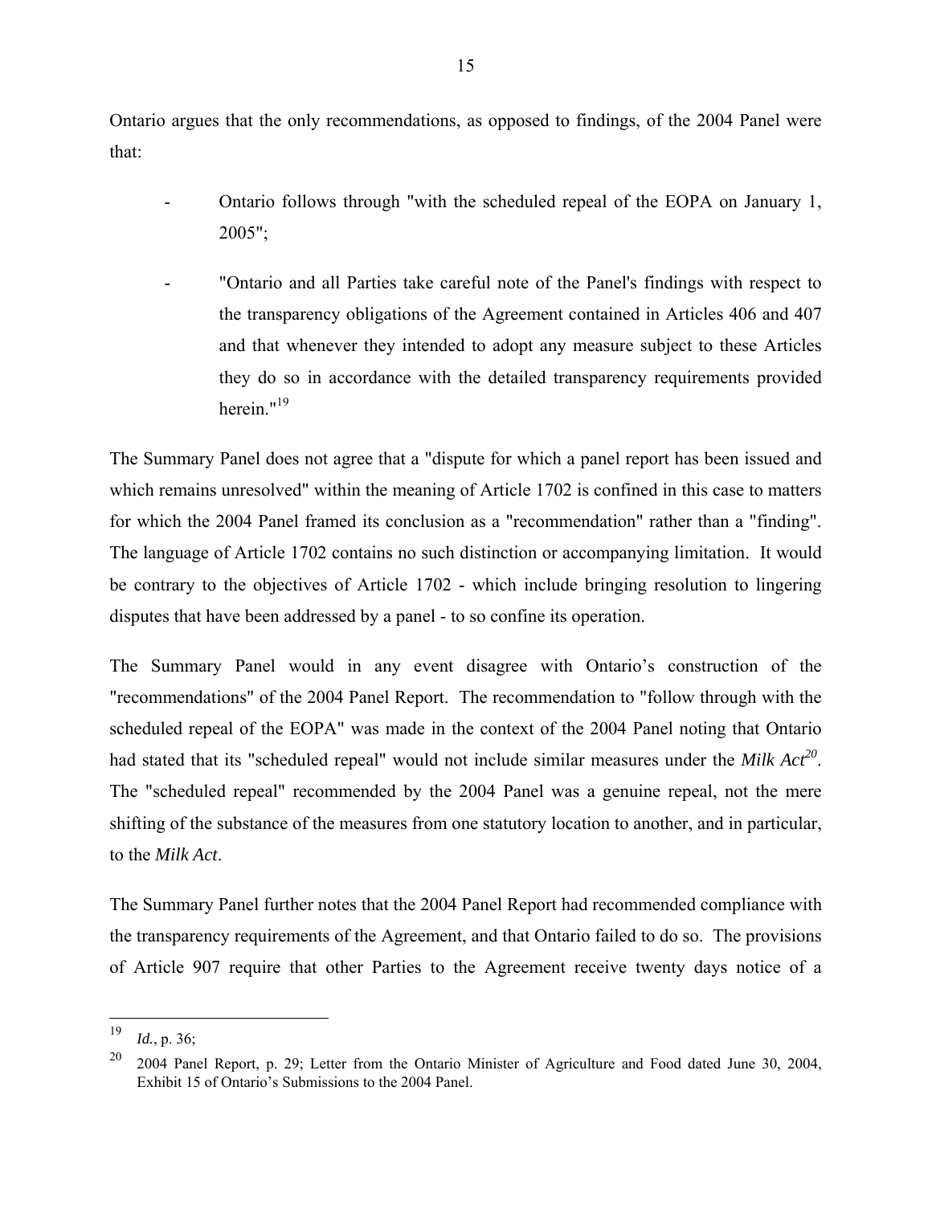Ontario argues that the only recommendations, as opposed to findings, of the 2004 Panel were that:

- Ontario follows through "with the scheduled repeal of the EOPA on January 1, 2005";

- "Ontario and all Parties take careful note of the Panel's findings with respect to the transparency obligations of the Agreement contained in Articles 406 and 407 and that whenever they intended to adopt any measure subject to these Articles they do so in accordance with the detailed transparency requirements provided herein."[19]

The Summary Panel does not agree that a "dispute for which a panel report has been issued and which remains unresolved" within the meaning of Article 1702 is confined in this case to matters for which the 2004 Panel framed its conclusion as a "recommendation" rather than a "finding". The language of Article 1702 contains no such distinction or accompanying limitation. It would be contrary to the objectives of Article 1702 - which include bringing resolution to lingering disputes that have been addressed by a panel - to so confine its operation.

The Summary Panel would in any event disagree with Ontario's construction of the "recommendations" of the 2004 Panel Report. The recommendation to "follow through with the scheduled repeal of the EOPA" was made in the context of the 2004 Panel noting that Ontario had stated that its "scheduled repeal" would not include similar measures under the *Milk Act*[20]. The "scheduled repeal" recommended by the 2004 Panel was a genuine repeal, not the mere shifting of the substance of the measures from one statutory location to another, and in particular, to the *Milk Act*.

The Summary Panel further notes that the 2004 Panel Report had recommended compliance with the transparency requirements of the Agreement, and that Ontario failed to do so. The provisions of Article 907 require that other Parties to the Agreement receive twenty days notice of a

---

[19] *Id.*, p. 36;

[20] 2004 Panel Report, p. 29; Letter from the Ontario Minister of Agriculture and Food dated June 30, 2004, Exhibit 15 of Ontario's Submissions to the 2004 Panel.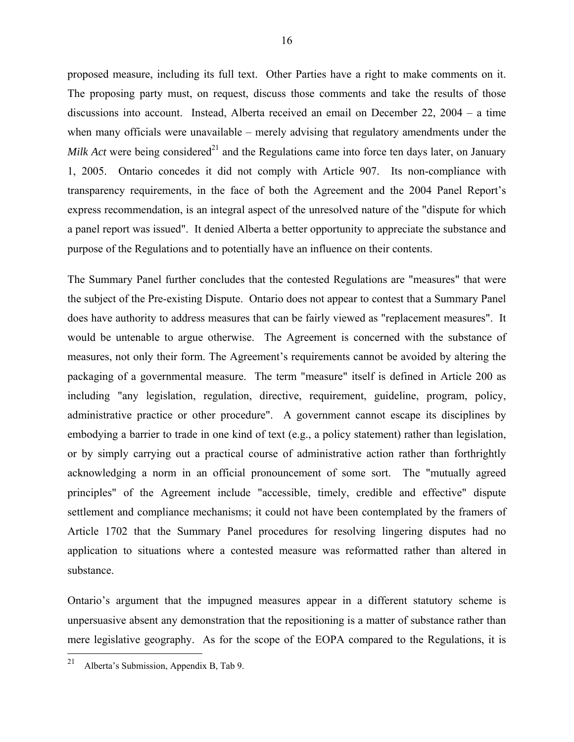proposed measure, including its full text. Other Parties have a right to make comments on it. The proposing party must, on request, discuss those comments and take the results of those discussions into account. Instead, Alberta received an email on December 22, 2004 – a time when many officials were unavailable – merely advising that regulatory amendments under the *Milk Act* were being considered[21] and the Regulations came into force ten days later, on January 1, 2005. Ontario concedes it did not comply with Article 907. Its non-compliance with transparency requirements, in the face of both the Agreement and the 2004 Panel Report's express recommendation, is an integral aspect of the unresolved nature of the "dispute for which a panel report was issued". It denied Alberta a better opportunity to appreciate the substance and purpose of the Regulations and to potentially have an influence on their contents.

The Summary Panel further concludes that the contested Regulations are "measures" that were the subject of the Pre-existing Dispute. Ontario does not appear to contest that a Summary Panel does have authority to address measures that can be fairly viewed as "replacement measures". It would be untenable to argue otherwise. The Agreement is concerned with the substance of measures, not only their form. The Agreement's requirements cannot be avoided by altering the packaging of a governmental measure. The term "measure" itself is defined in Article 200 as including "any legislation, regulation, directive, requirement, guideline, program, policy, administrative practice or other procedure". A government cannot escape its disciplines by embodying a barrier to trade in one kind of text (e.g., a policy statement) rather than legislation, or by simply carrying out a practical course of administrative action rather than forthrightly acknowledging a norm in an official pronouncement of some sort. The "mutually agreed principles" of the Agreement include "accessible, timely, credible and effective" dispute settlement and compliance mechanisms; it could not have been contemplated by the framers of Article 1702 that the Summary Panel procedures for resolving lingering disputes had no application to situations where a contested measure was reformatted rather than altered in substance.

Ontario's argument that the impugned measures appear in a different statutory scheme is unpersuasive absent any demonstration that the repositioning is a matter of substance rather than mere legislative geography. As for the scope of the EOPA compared to the Regulations, it is

---

[21] Alberta's Submission, Appendix B, Tab 9.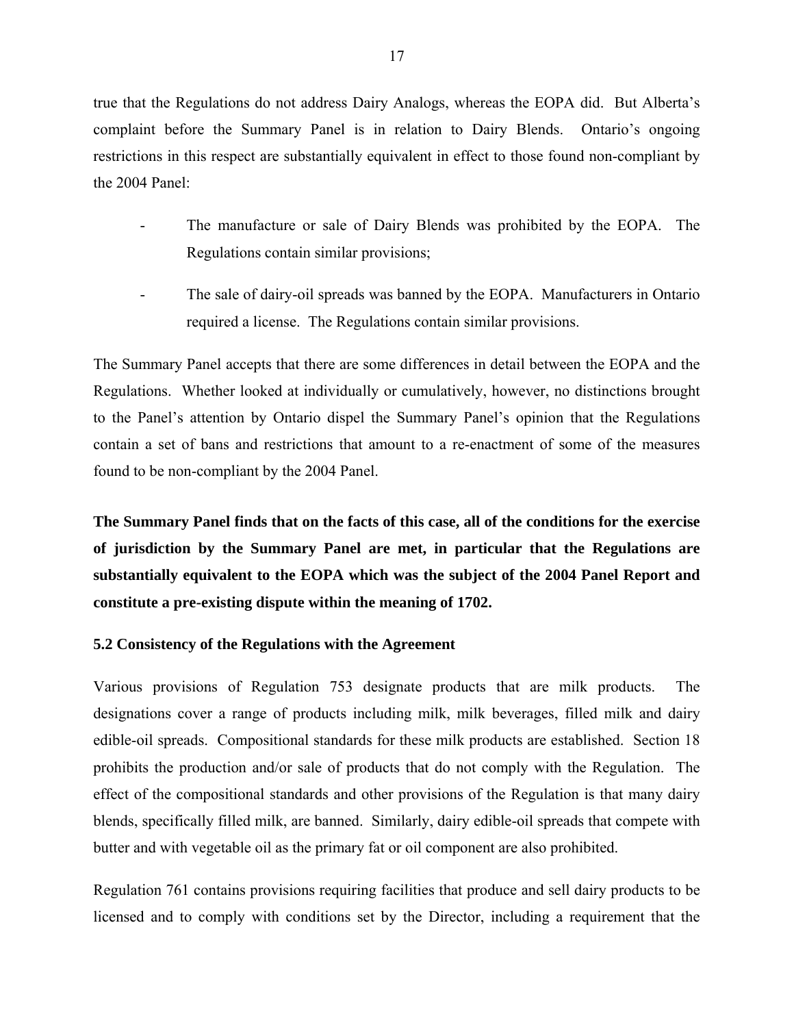true that the Regulations do not address Dairy Analogs, whereas the EOPA did. But Alberta's complaint before the Summary Panel is in relation to Dairy Blends. Ontario's ongoing restrictions in this respect are substantially equivalent in effect to those found non-compliant by the 2004 Panel:

- The manufacture or sale of Dairy Blends was prohibited by the EOPA. The Regulations contain similar provisions;
- The sale of dairy-oil spreads was banned by the EOPA. Manufacturers in Ontario required a license. The Regulations contain similar provisions.

The Summary Panel accepts that there are some differences in detail between the EOPA and the Regulations. Whether looked at individually or cumulatively, however, no distinctions brought to the Panel's attention by Ontario dispel the Summary Panel's opinion that the Regulations contain a set of bans and restrictions that amount to a re-enactment of some of the measures found to be non-compliant by the 2004 Panel.

**The Summary Panel finds that on the facts of this case, all of the conditions for the exercise of jurisdiction by the Summary Panel are met, in particular that the Regulations are substantially equivalent to the EOPA which was the subject of the 2004 Panel Report and constitute a pre-existing dispute within the meaning of 1702.**

### 5.2 Consistency of the Regulations with the Agreement

Various provisions of Regulation 753 designate products that are milk products. The designations cover a range of products including milk, milk beverages, filled milk and dairy edible-oil spreads. Compositional standards for these milk products are established. Section 18 prohibits the production and/or sale of products that do not comply with the Regulation. The effect of the compositional standards and other provisions of the Regulation is that many dairy blends, specifically filled milk, are banned. Similarly, dairy edible-oil spreads that compete with butter and with vegetable oil as the primary fat or oil component are also prohibited.

Regulation 761 contains provisions requiring facilities that produce and sell dairy products to be licensed and to comply with conditions set by the Director, including a requirement that the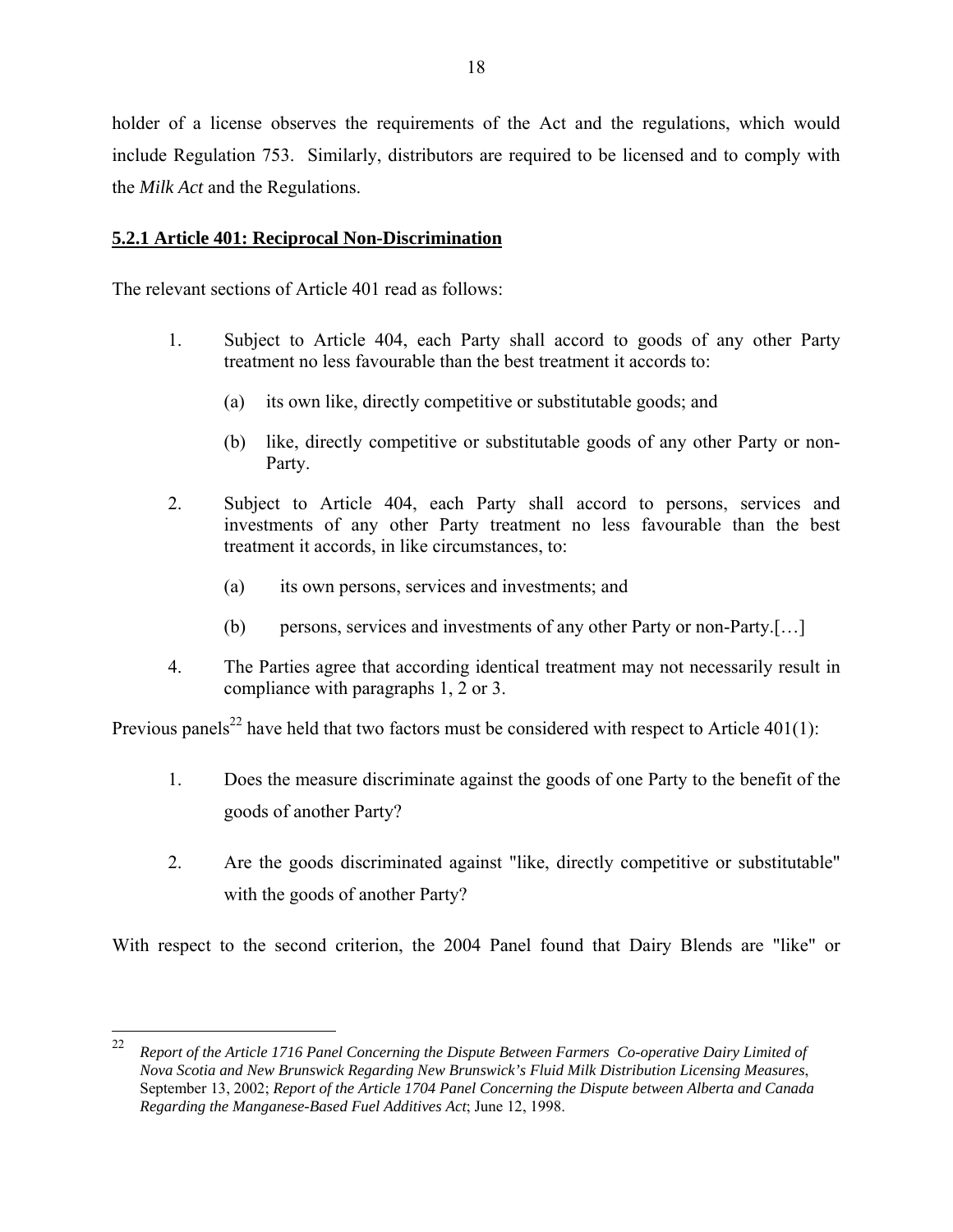holder of a license observes the requirements of the Act and the regulations, which would include Regulation 753. Similarly, distributors are required to be licensed and to comply with the *Milk Act* and the Regulations.

### 5.2.1 Article 401: Reciprocal Non-Discrimination

The relevant sections of Article 401 read as follows:

> 1. Subject to Article 404, each Party shall accord to goods of any other Party treatment no less favourable than the best treatment it accords to:
>
>     (a) its own like, directly competitive or substitutable goods; and
>
>     (b) like, directly competitive or substitutable goods of any other Party or non-Party.
>
> 2. Subject to Article 404, each Party shall accord to persons, services and investments of any other Party treatment no less favourable than the best treatment it accords, in like circumstances, to:
>
>     (a) its own persons, services and investments; and
>
>     (b) persons, services and investments of any other Party or non-Party.[…]
>
> 4. The Parties agree that according identical treatment may not necessarily result in compliance with paragraphs 1, 2 or 3.

Previous panels[22] have held that two factors must be considered with respect to Article 401(1):

1. Does the measure discriminate against the goods of one Party to the benefit of the goods of another Party?

2. Are the goods discriminated against "like, directly competitive or substitutable" with the goods of another Party?

With respect to the second criterion, the 2004 Panel found that Dairy Blends are "like" or

---

[22] *Report of the Article 1716 Panel Concerning the Dispute Between Farmers Co-operative Dairy Limited of Nova Scotia and New Brunswick Regarding New Brunswick's Fluid Milk Distribution Licensing Measures*, September 13, 2002; *Report of the Article 1704 Panel Concerning the Dispute between Alberta and Canada Regarding the Manganese-Based Fuel Additives Act*; June 12, 1998.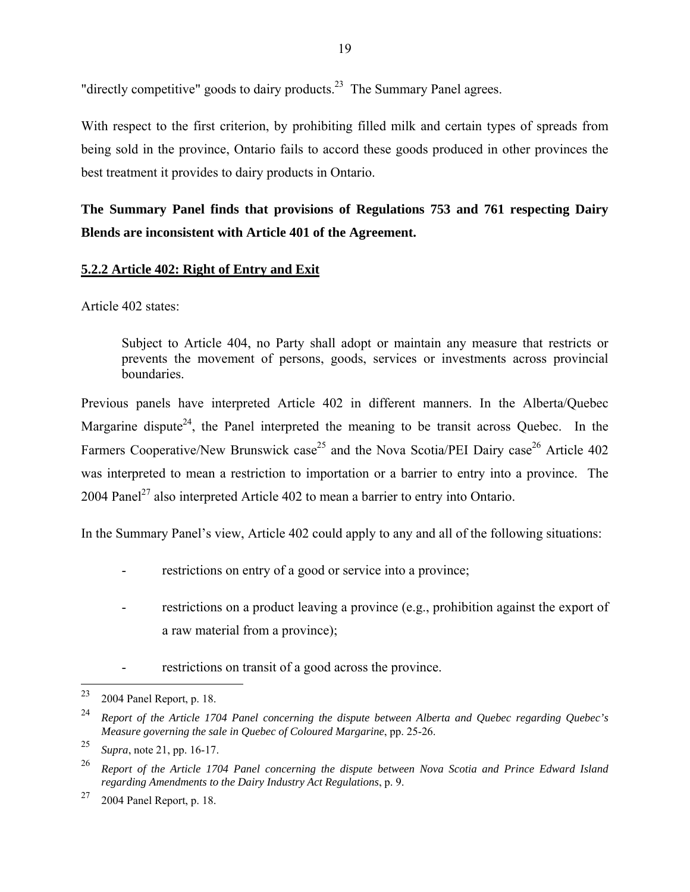"directly competitive" goods to dairy products.[23] The Summary Panel agrees.

With respect to the first criterion, by prohibiting filled milk and certain types of spreads from being sold in the province, Ontario fails to accord these goods produced in other provinces the best treatment it provides to dairy products in Ontario.

**The Summary Panel finds that provisions of Regulations 753 and 761 respecting Dairy Blends are inconsistent with Article 401 of the Agreement.**

### 5.2.2 Article 402: Right of Entry and Exit

Article 402 states:

> Subject to Article 404, no Party shall adopt or maintain any measure that restricts or prevents the movement of persons, goods, services or investments across provincial boundaries.

Previous panels have interpreted Article 402 in different manners. In the Alberta/Quebec Margarine dispute[24], the Panel interpreted the meaning to be transit across Quebec. In the Farmers Cooperative/New Brunswick case[25] and the Nova Scotia/PEI Dairy case[26] Article 402 was interpreted to mean a restriction to importation or a barrier to entry into a province. The 2004 Panel[27] also interpreted Article 402 to mean a barrier to entry into Ontario.

In the Summary Panel's view, Article 402 could apply to any and all of the following situations:

- restrictions on entry of a good or service into a province;
- restrictions on a product leaving a province (e.g., prohibition against the export of a raw material from a province);
- restrictions on transit of a good across the province.

---

[23] 2004 Panel Report, p. 18.

[24] *Report of the Article 1704 Panel concerning the dispute between Alberta and Quebec regarding Quebec's Measure governing the sale in Quebec of Coloured Margarine*, pp. 25-26.

[25] *Supra*, note 21, pp. 16-17.

[26] *Report of the Article 1704 Panel concerning the dispute between Nova Scotia and Prince Edward Island regarding Amendments to the Dairy Industry Act Regulations*, p. 9.

[27] 2004 Panel Report, p. 18.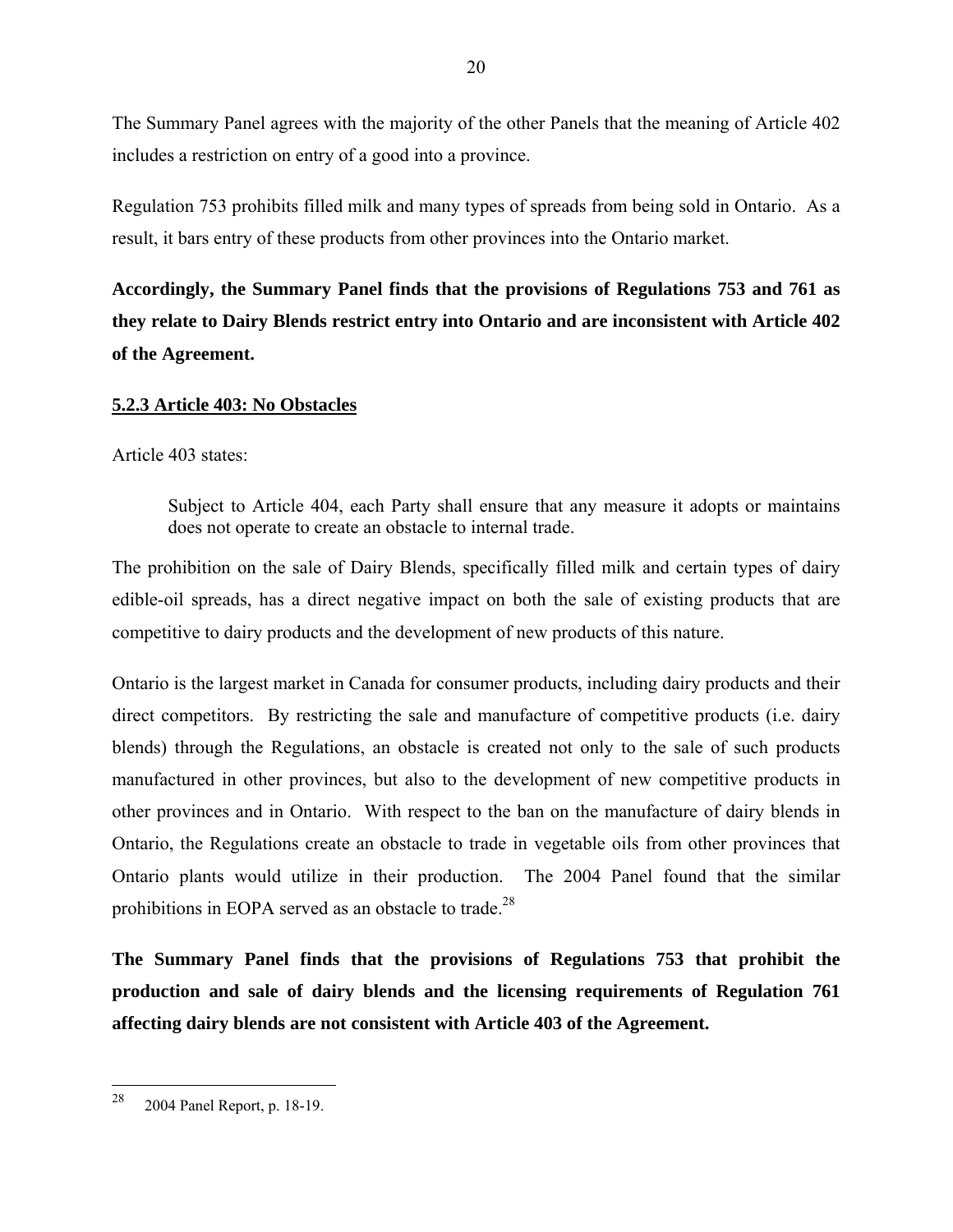The Summary Panel agrees with the majority of the other Panels that the meaning of Article 402 includes a restriction on entry of a good into a province.

Regulation 753 prohibits filled milk and many types of spreads from being sold in Ontario. As a result, it bars entry of these products from other provinces into the Ontario market.

**Accordingly, the Summary Panel finds that the provisions of Regulations 753 and 761 as they relate to Dairy Blends restrict entry into Ontario and are inconsistent with Article 402 of the Agreement.**

### 5.2.3 Article 403: No Obstacles

Article 403 states:

> Subject to Article 404, each Party shall ensure that any measure it adopts or maintains does not operate to create an obstacle to internal trade.

The prohibition on the sale of Dairy Blends, specifically filled milk and certain types of dairy edible-oil spreads, has a direct negative impact on both the sale of existing products that are competitive to dairy products and the development of new products of this nature.

Ontario is the largest market in Canada for consumer products, including dairy products and their direct competitors. By restricting the sale and manufacture of competitive products (i.e. dairy blends) through the Regulations, an obstacle is created not only to the sale of such products manufactured in other provinces, but also to the development of new competitive products in other provinces and in Ontario. With respect to the ban on the manufacture of dairy blends in Ontario, the Regulations create an obstacle to trade in vegetable oils from other provinces that Ontario plants would utilize in their production. The 2004 Panel found that the similar prohibitions in EOPA served as an obstacle to trade.[28]

**The Summary Panel finds that the provisions of Regulations 753 that prohibit the production and sale of dairy blends and the licensing requirements of Regulation 761 affecting dairy blends are not consistent with Article 403 of the Agreement.**

---

[28] 2004 Panel Report, p. 18-19.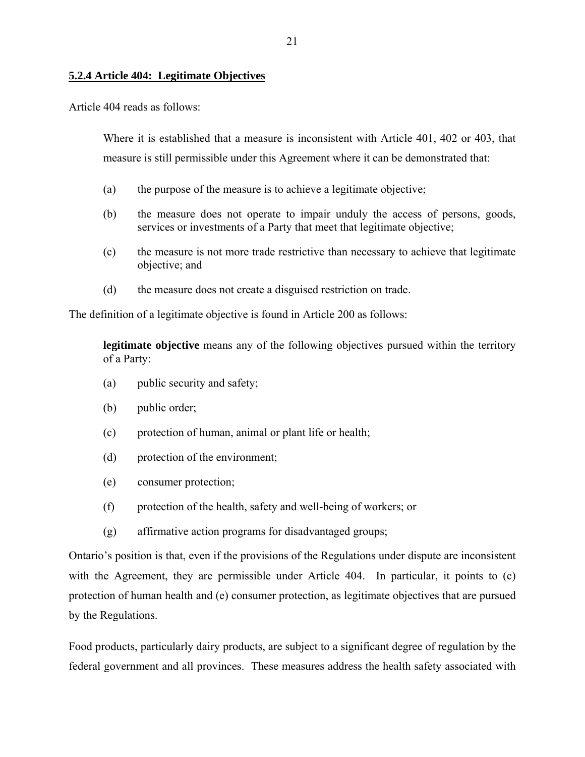### 5.2.4 Article 404: Legitimate Objectives

Article 404 reads as follows:

> Where it is established that a measure is inconsistent with Article 401, 402 or 403, that measure is still permissible under this Agreement where it can be demonstrated that:
>
> (a) the purpose of the measure is to achieve a legitimate objective;
>
> (b) the measure does not operate to impair unduly the access of persons, goods, services or investments of a Party that meet that legitimate objective;
>
> (c) the measure is not more trade restrictive than necessary to achieve that legitimate objective; and
>
> (d) the measure does not create a disguised restriction on trade.

The definition of a legitimate objective is found in Article 200 as follows:

> **legitimate objective** means any of the following objectives pursued within the territory of a Party:
>
> (a) public security and safety;
>
> (b) public order;
>
> (c) protection of human, animal or plant life or health;
>
> (d) protection of the environment;
>
> (e) consumer protection;
>
> (f) protection of the health, safety and well-being of workers; or
>
> (g) affirmative action programs for disadvantaged groups;

Ontario's position is that, even if the provisions of the Regulations under dispute are inconsistent with the Agreement, they are permissible under Article 404. In particular, it points to (c) protection of human health and (e) consumer protection, as legitimate objectives that are pursued by the Regulations.

Food products, particularly dairy products, are subject to a significant degree of regulation by the federal government and all provinces. These measures address the health safety associated with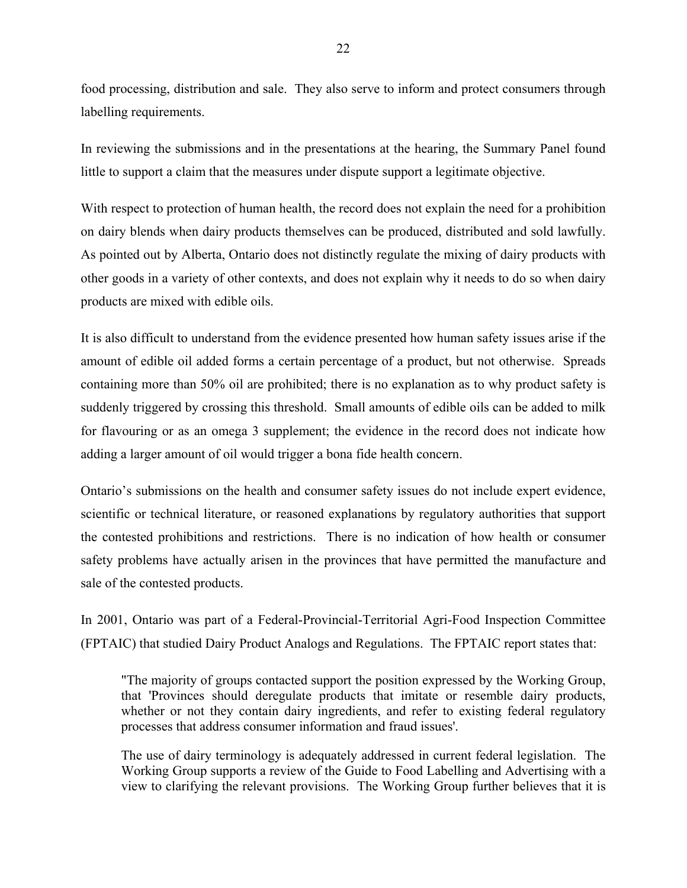food processing, distribution and sale. They also serve to inform and protect consumers through labelling requirements.

In reviewing the submissions and in the presentations at the hearing, the Summary Panel found little to support a claim that the measures under dispute support a legitimate objective.

With respect to protection of human health, the record does not explain the need for a prohibition on dairy blends when dairy products themselves can be produced, distributed and sold lawfully. As pointed out by Alberta, Ontario does not distinctly regulate the mixing of dairy products with other goods in a variety of other contexts, and does not explain why it needs to do so when dairy products are mixed with edible oils.

It is also difficult to understand from the evidence presented how human safety issues arise if the amount of edible oil added forms a certain percentage of a product, but not otherwise. Spreads containing more than 50% oil are prohibited; there is no explanation as to why product safety is suddenly triggered by crossing this threshold. Small amounts of edible oils can be added to milk for flavouring or as an omega 3 supplement; the evidence in the record does not indicate how adding a larger amount of oil would trigger a bona fide health concern.

Ontario's submissions on the health and consumer safety issues do not include expert evidence, scientific or technical literature, or reasoned explanations by regulatory authorities that support the contested prohibitions and restrictions. There is no indication of how health or consumer safety problems have actually arisen in the provinces that have permitted the manufacture and sale of the contested products.

In 2001, Ontario was part of a Federal-Provincial-Territorial Agri-Food Inspection Committee (FPTAIC) that studied Dairy Product Analogs and Regulations. The FPTAIC report states that:

> "The majority of groups contacted support the position expressed by the Working Group, that 'Provinces should deregulate products that imitate or resemble dairy products, whether or not they contain dairy ingredients, and refer to existing federal regulatory processes that address consumer information and fraud issues'.
>
> The use of dairy terminology is adequately addressed in current federal legislation. The Working Group supports a review of the Guide to Food Labelling and Advertising with a view to clarifying the relevant provisions. The Working Group further believes that it is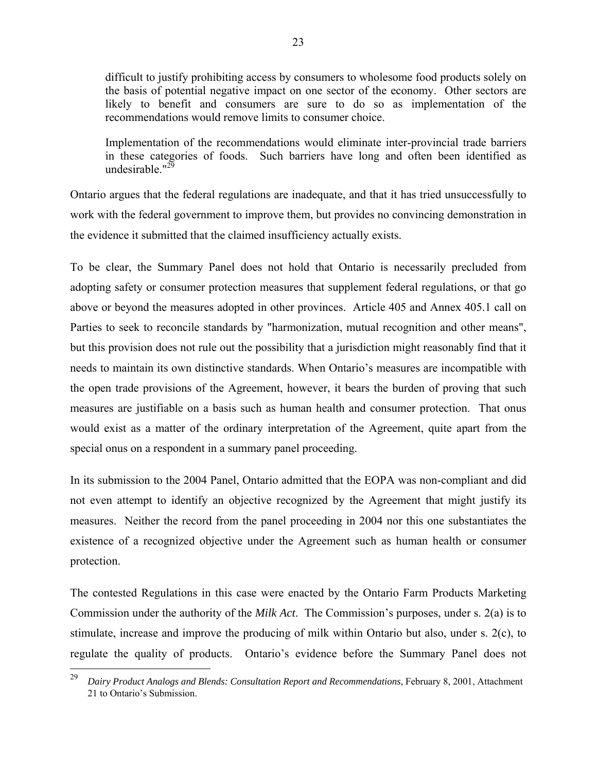> difficult to justify prohibiting access by consumers to wholesome food products solely on the basis of potential negative impact on one sector of the economy. Other sectors are likely to benefit and consumers are sure to do so as implementation of the recommendations would remove limits to consumer choice.
>
> Implementation of the recommendations would eliminate inter-provincial trade barriers in these categories of foods. Such barriers have long and often been identified as undesirable."[29]

Ontario argues that the federal regulations are inadequate, and that it has tried unsuccessfully to work with the federal government to improve them, but provides no convincing demonstration in the evidence it submitted that the claimed insufficiency actually exists.

To be clear, the Summary Panel does not hold that Ontario is necessarily precluded from adopting safety or consumer protection measures that supplement federal regulations, or that go above or beyond the measures adopted in other provinces. Article 405 and Annex 405.1 call on Parties to seek to reconcile standards by "harmonization, mutual recognition and other means", but this provision does not rule out the possibility that a jurisdiction might reasonably find that it needs to maintain its own distinctive standards. When Ontario's measures are incompatible with the open trade provisions of the Agreement, however, it bears the burden of proving that such measures are justifiable on a basis such as human health and consumer protection. That onus would exist as a matter of the ordinary interpretation of the Agreement, quite apart from the special onus on a respondent in a summary panel proceeding.

In its submission to the 2004 Panel, Ontario admitted that the EOPA was non-compliant and did not even attempt to identify an objective recognized by the Agreement that might justify its measures. Neither the record from the panel proceeding in 2004 nor this one substantiates the existence of a recognized objective under the Agreement such as human health or consumer protection.

The contested Regulations in this case were enacted by the Ontario Farm Products Marketing Commission under the authority of the *Milk Act*. The Commission's purposes, under s. 2(a) is to stimulate, increase and improve the producing of milk within Ontario but also, under s. 2(c), to regulate the quality of products. Ontario's evidence before the Summary Panel does not

---

[29] *Dairy Product Analogs and Blends: Consultation Report and Recommendations*, February 8, 2001, Attachment 21 to Ontario's Submission.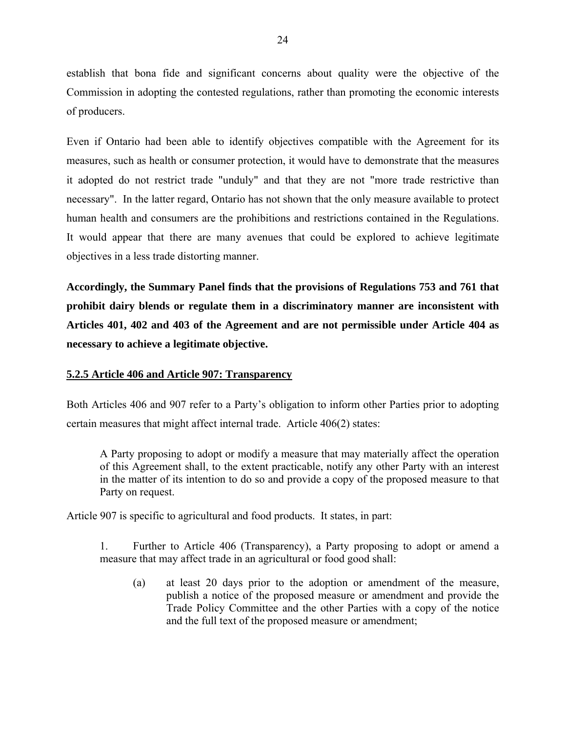establish that bona fide and significant concerns about quality were the objective of the Commission in adopting the contested regulations, rather than promoting the economic interests of producers.

Even if Ontario had been able to identify objectives compatible with the Agreement for its measures, such as health or consumer protection, it would have to demonstrate that the measures it adopted do not restrict trade "unduly" and that they are not "more trade restrictive than necessary". In the latter regard, Ontario has not shown that the only measure available to protect human health and consumers are the prohibitions and restrictions contained in the Regulations. It would appear that there are many avenues that could be explored to achieve legitimate objectives in a less trade distorting manner.

**Accordingly, the Summary Panel finds that the provisions of Regulations 753 and 761 that prohibit dairy blends or regulate them in a discriminatory manner are inconsistent with Articles 401, 402 and 403 of the Agreement and are not permissible under Article 404 as necessary to achieve a legitimate objective.**

### 5.2.5 Article 406 and Article 907: Transparency

Both Articles 406 and 907 refer to a Party's obligation to inform other Parties prior to adopting certain measures that might affect internal trade. Article 406(2) states:

> A Party proposing to adopt or modify a measure that may materially affect the operation of this Agreement shall, to the extent practicable, notify any other Party with an interest in the matter of its intention to do so and provide a copy of the proposed measure to that Party on request.

Article 907 is specific to agricultural and food products. It states, in part:

> 1. Further to Article 406 (Transparency), a Party proposing to adopt or amend a measure that may affect trade in an agricultural or food good shall:
>
> > (a) at least 20 days prior to the adoption or amendment of the measure, publish a notice of the proposed measure or amendment and provide the Trade Policy Committee and the other Parties with a copy of the notice and the full text of the proposed measure or amendment;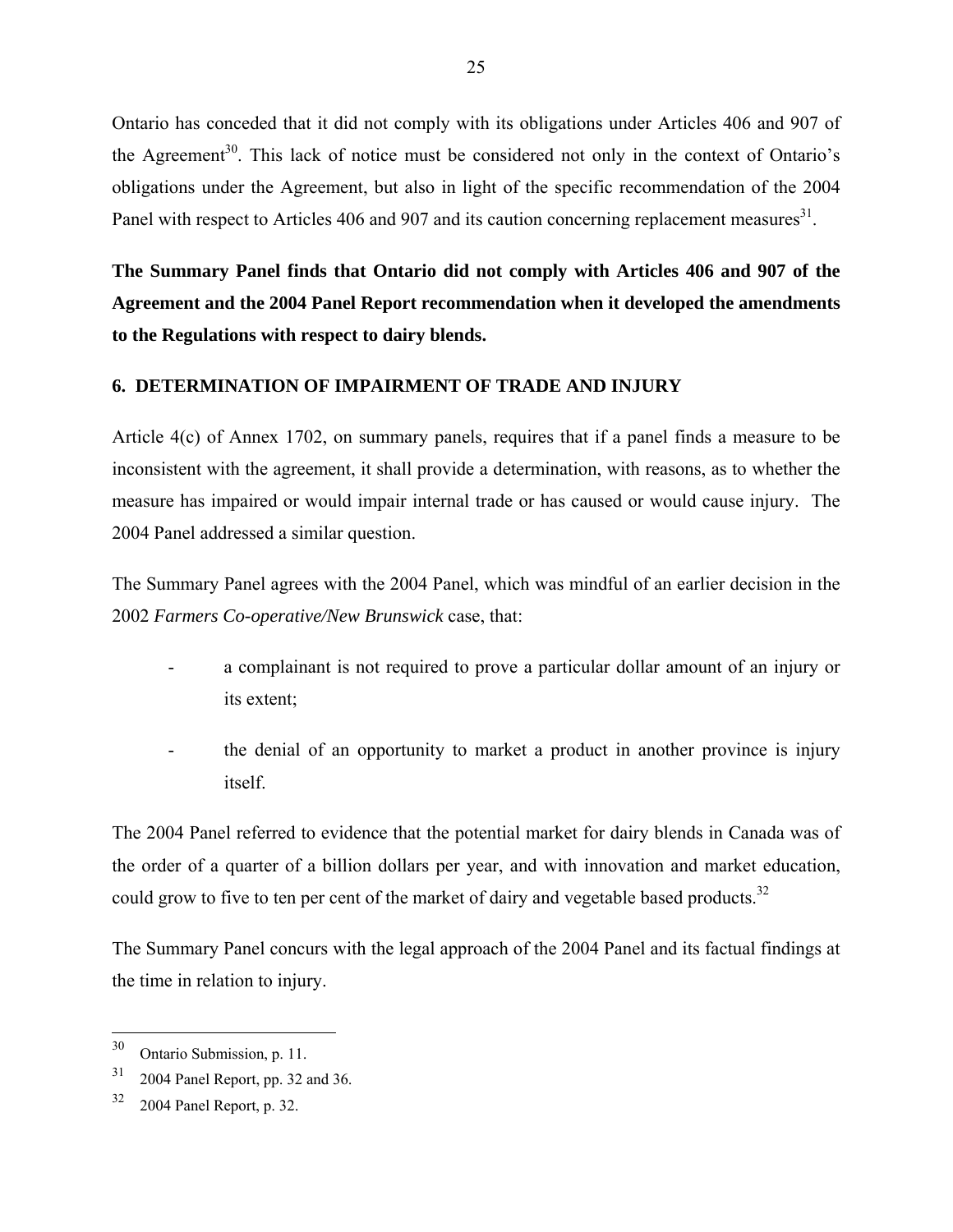Ontario has conceded that it did not comply with its obligations under Articles 406 and 907 of the Agreement[30]. This lack of notice must be considered not only in the context of Ontario's obligations under the Agreement, but also in light of the specific recommendation of the 2004 Panel with respect to Articles 406 and 907 and its caution concerning replacement measures[31].

**The Summary Panel finds that Ontario did not comply with Articles 406 and 907 of the Agreement and the 2004 Panel Report recommendation when it developed the amendments to the Regulations with respect to dairy blends.**

## 6. DETERMINATION OF IMPAIRMENT OF TRADE AND INJURY

Article 4(c) of Annex 1702, on summary panels, requires that if a panel finds a measure to be inconsistent with the agreement, it shall provide a determination, with reasons, as to whether the measure has impaired or would impair internal trade or has caused or would cause injury. The 2004 Panel addressed a similar question.

The Summary Panel agrees with the 2004 Panel, which was mindful of an earlier decision in the 2002 *Farmers Co-operative/New Brunswick* case, that:

- a complainant is not required to prove a particular dollar amount of an injury or its extent;
- the denial of an opportunity to market a product in another province is injury itself.

The 2004 Panel referred to evidence that the potential market for dairy blends in Canada was of the order of a quarter of a billion dollars per year, and with innovation and market education, could grow to five to ten per cent of the market of dairy and vegetable based products.[32]

The Summary Panel concurs with the legal approach of the 2004 Panel and its factual findings at the time in relation to injury.

[30] Ontario Submission, p. 11.

[31] 2004 Panel Report, pp. 32 and 36.

[32] 2004 Panel Report, p. 32.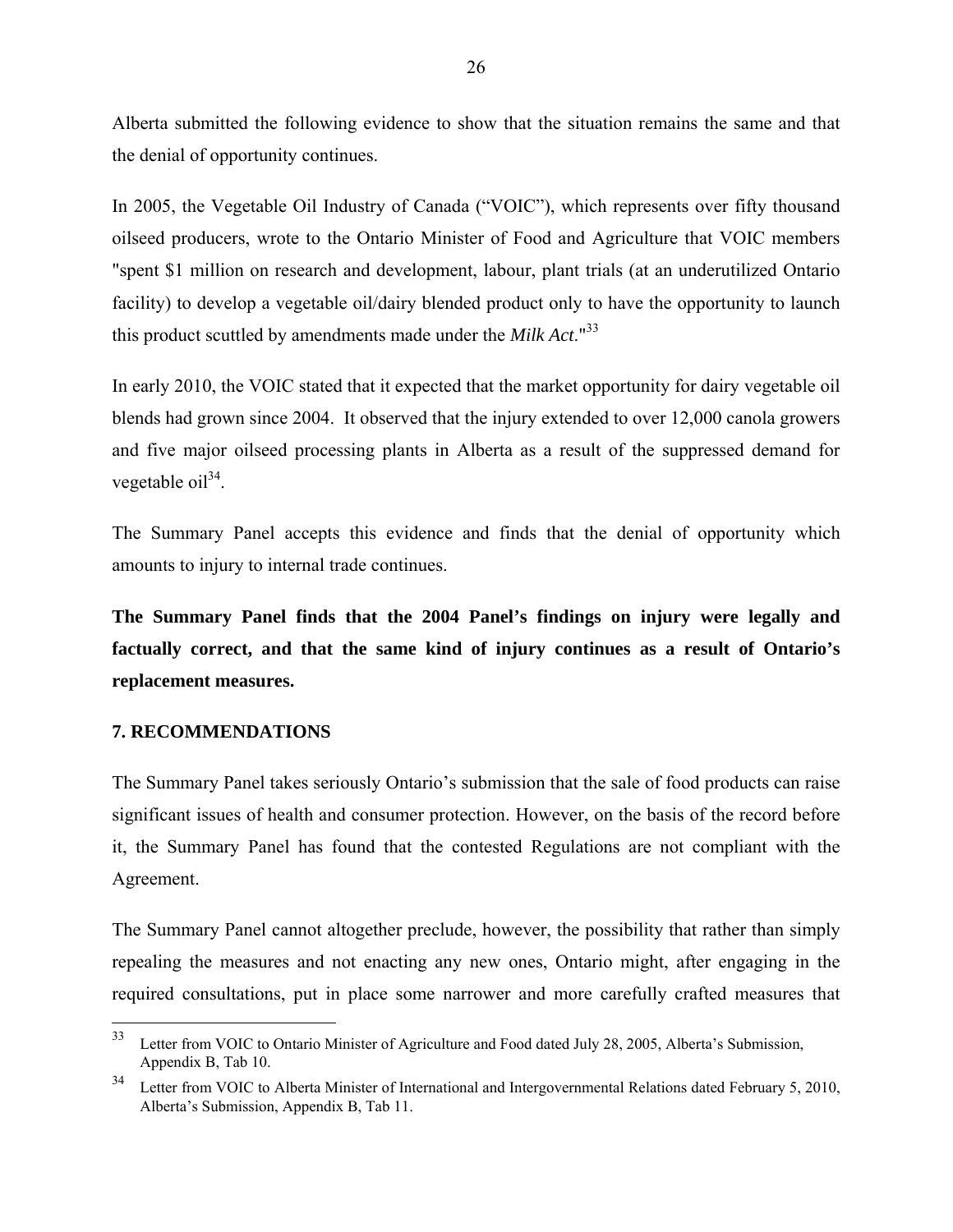Alberta submitted the following evidence to show that the situation remains the same and that the denial of opportunity continues.

In 2005, the Vegetable Oil Industry of Canada ("VOIC"), which represents over fifty thousand oilseed producers, wrote to the Ontario Minister of Food and Agriculture that VOIC members "spent $1 million on research and development, labour, plant trials (at an underutilized Ontario facility) to develop a vegetable oil/dairy blended product only to have the opportunity to launch this product scuttled by amendments made under the *Milk Act*."[33]

In early 2010, the VOIC stated that it expected that the market opportunity for dairy vegetable oil blends had grown since 2004. It observed that the injury extended to over 12,000 canola growers and five major oilseed processing plants in Alberta as a result of the suppressed demand for vegetable oil[34].

The Summary Panel accepts this evidence and finds that the denial of opportunity which amounts to injury to internal trade continues.

**The Summary Panel finds that the 2004 Panel's findings on injury were legally and factually correct, and that the same kind of injury continues as a result of Ontario's replacement measures.**

## 7. RECOMMENDATIONS

The Summary Panel takes seriously Ontario's submission that the sale of food products can raise significant issues of health and consumer protection. However, on the basis of the record before it, the Summary Panel has found that the contested Regulations are not compliant with the Agreement.

The Summary Panel cannot altogether preclude, however, the possibility that rather than simply repealing the measures and not enacting any new ones, Ontario might, after engaging in the required consultations, put in place some narrower and more carefully crafted measures that

---

[33] Letter from VOIC to Ontario Minister of Agriculture and Food dated July 28, 2005, Alberta's Submission, Appendix B, Tab 10.

[34] Letter from VOIC to Alberta Minister of International and Intergovernmental Relations dated February 5, 2010, Alberta's Submission, Appendix B, Tab 11.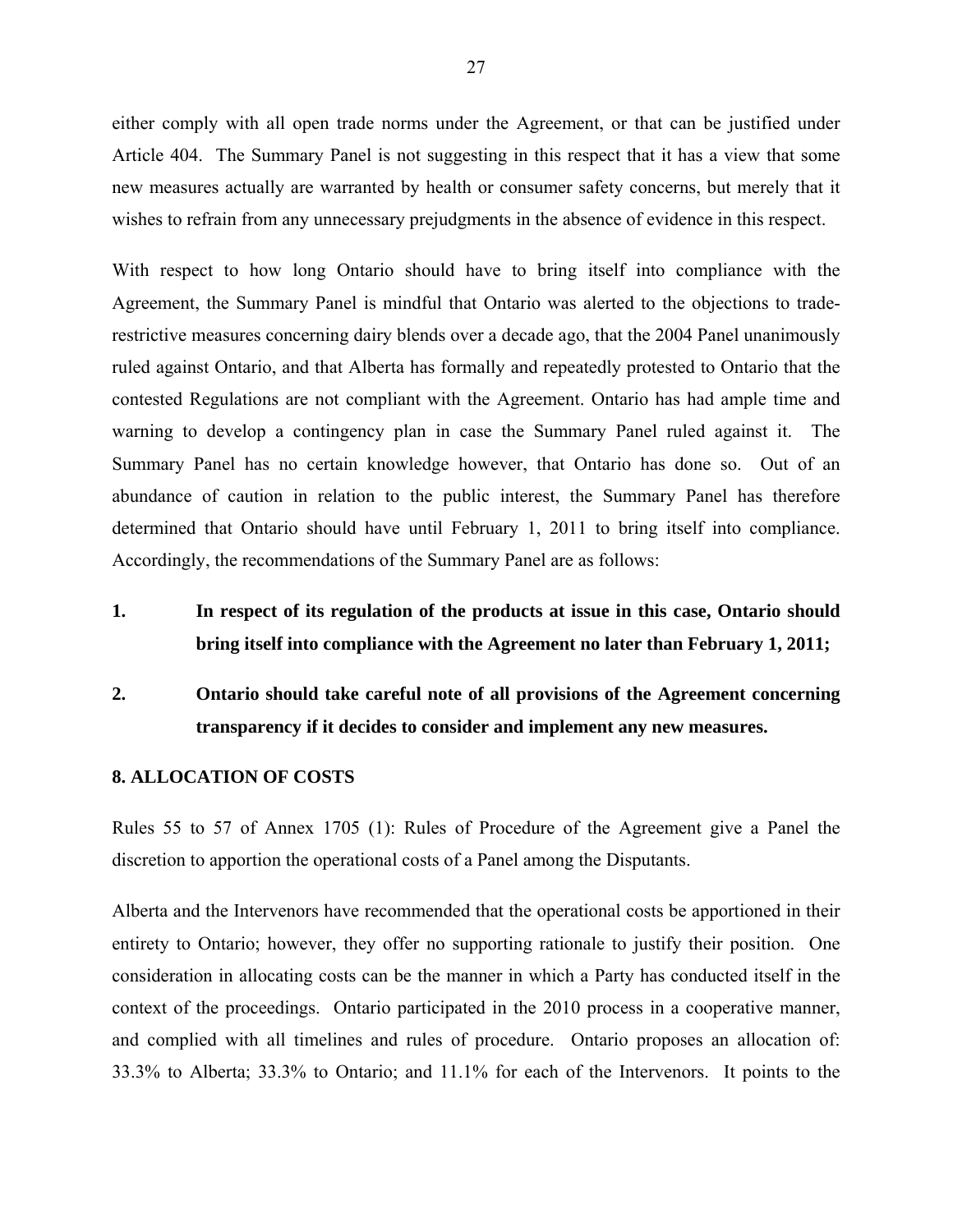either comply with all open trade norms under the Agreement, or that can be justified under Article 404. The Summary Panel is not suggesting in this respect that it has a view that some new measures actually are warranted by health or consumer safety concerns, but merely that it wishes to refrain from any unnecessary prejudgments in the absence of evidence in this respect.

With respect to how long Ontario should have to bring itself into compliance with the Agreement, the Summary Panel is mindful that Ontario was alerted to the objections to trade-restrictive measures concerning dairy blends over a decade ago, that the 2004 Panel unanimously ruled against Ontario, and that Alberta has formally and repeatedly protested to Ontario that the contested Regulations are not compliant with the Agreement. Ontario has had ample time and warning to develop a contingency plan in case the Summary Panel ruled against it. The Summary Panel has no certain knowledge however, that Ontario has done so. Out of an abundance of caution in relation to the public interest, the Summary Panel has therefore determined that Ontario should have until February 1, 2011 to bring itself into compliance. Accordingly, the recommendations of the Summary Panel are as follows:

1. **In respect of its regulation of the products at issue in this case, Ontario should bring itself into compliance with the Agreement no later than February 1, 2011;**

2. **Ontario should take careful note of all provisions of the Agreement concerning transparency if it decides to consider and implement any new measures.**

## 8. ALLOCATION OF COSTS

Rules 55 to 57 of Annex 1705 (1): Rules of Procedure of the Agreement give a Panel the discretion to apportion the operational costs of a Panel among the Disputants.

Alberta and the Intervenors have recommended that the operational costs be apportioned in their entirety to Ontario; however, they offer no supporting rationale to justify their position. One consideration in allocating costs can be the manner in which a Party has conducted itself in the context of the proceedings. Ontario participated in the 2010 process in a cooperative manner, and complied with all timelines and rules of procedure. Ontario proposes an allocation of: 33.3% to Alberta; 33.3% to Ontario; and 11.1% for each of the Intervenors. It points to the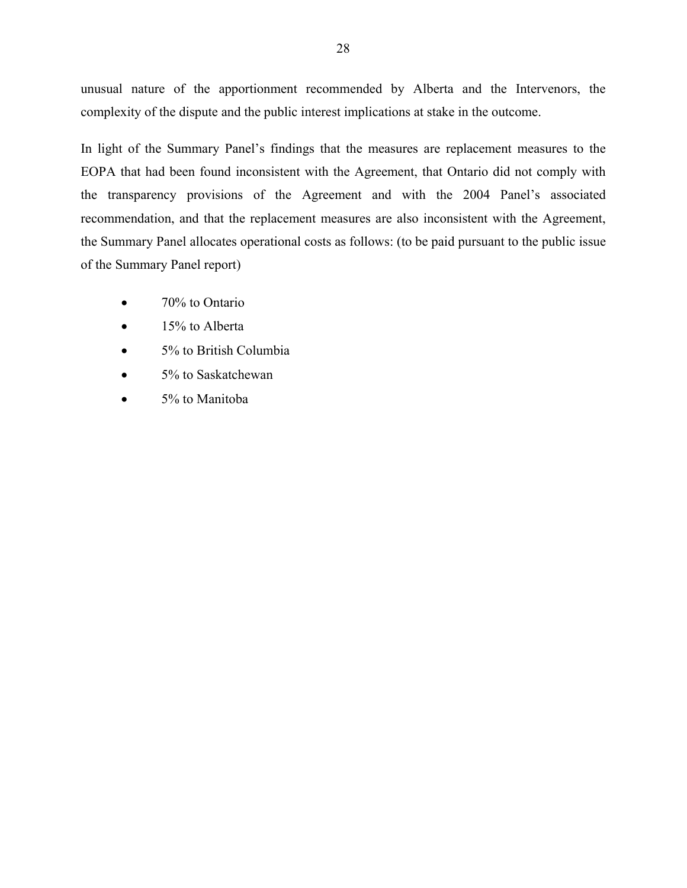unusual nature of the apportionment recommended by Alberta and the Intervenors, the complexity of the dispute and the public interest implications at stake in the outcome.

In light of the Summary Panel's findings that the measures are replacement measures to the EOPA that had been found inconsistent with the Agreement, that Ontario did not comply with the transparency provisions of the Agreement and with the 2004 Panel's associated recommendation, and that the replacement measures are also inconsistent with the Agreement, the Summary Panel allocates operational costs as follows: (to be paid pursuant to the public issue of the Summary Panel report)

- 70% to Ontario
- 15% to Alberta
- 5% to British Columbia
- 5% to Saskatchewan
- 5% to Manitoba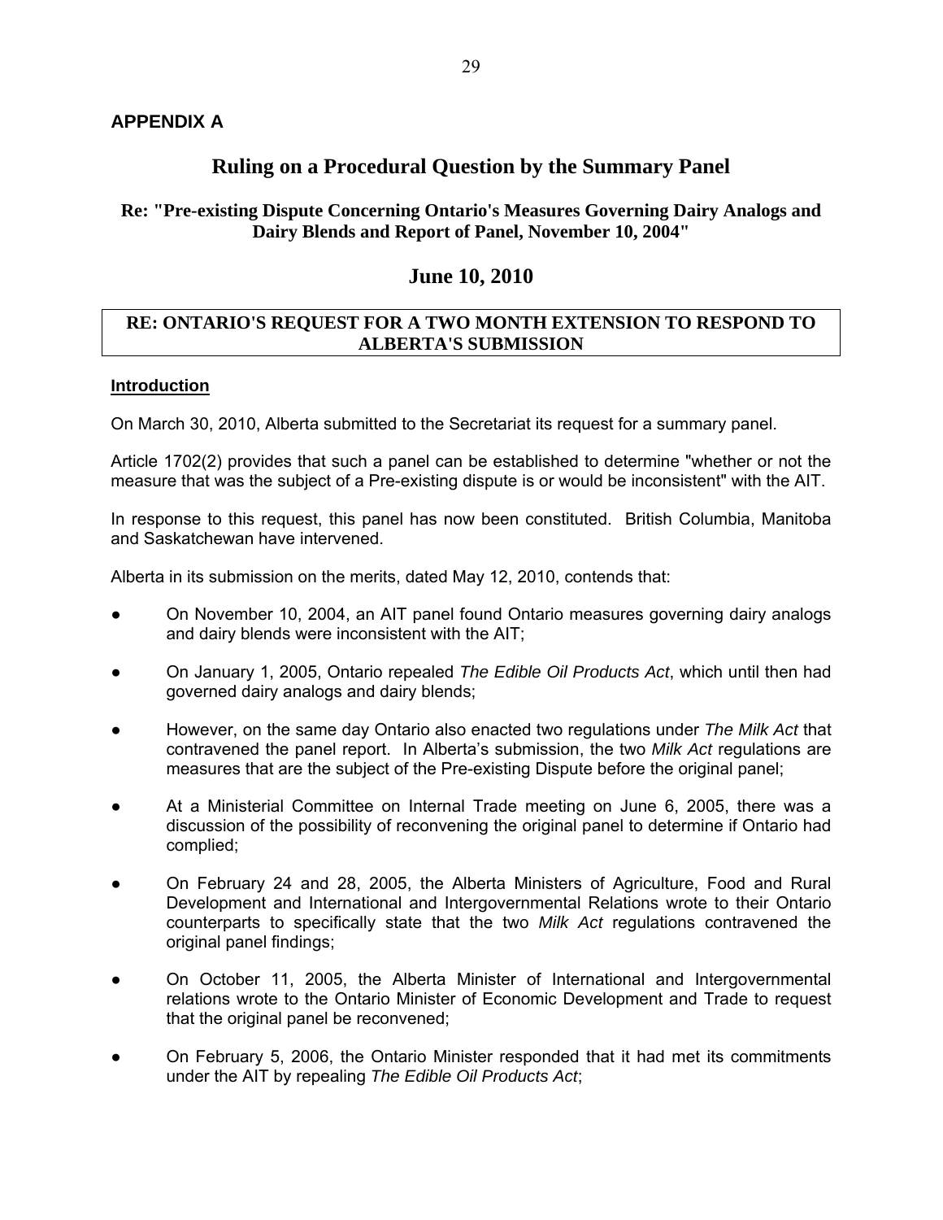# APPENDIX A

## Ruling on a Procedural Question by the Summary Panel

### Re: "Pre-existing Dispute Concerning Ontario's Measures Governing Dairy Analogs and Dairy Blends and Report of Panel, November 10, 2004"

## June 10, 2010

**RE: ONTARIO'S REQUEST FOR A TWO MONTH EXTENSION TO RESPOND TO ALBERTA'S SUBMISSION**

**Introduction**

On March 30, 2010, Alberta submitted to the Secretariat its request for a summary panel.

Article 1702(2) provides that such a panel can be established to determine "whether or not the measure that was the subject of a Pre-existing dispute is or would be inconsistent" with the AIT.

In response to this request, this panel has now been constituted. British Columbia, Manitoba and Saskatchewan have intervened.

Alberta in its submission on the merits, dated May 12, 2010, contends that:

- On November 10, 2004, an AIT panel found Ontario measures governing dairy analogs and dairy blends were inconsistent with the AIT;
- On January 1, 2005, Ontario repealed *The Edible Oil Products Act*, which until then had governed dairy analogs and dairy blends;
- However, on the same day Ontario also enacted two regulations under *The Milk Act* that contravened the panel report. In Alberta's submission, the two *Milk Act* regulations are measures that are the subject of the Pre-existing Dispute before the original panel;
- At a Ministerial Committee on Internal Trade meeting on June 6, 2005, there was a discussion of the possibility of reconvening the original panel to determine if Ontario had complied;
- On February 24 and 28, 2005, the Alberta Ministers of Agriculture, Food and Rural Development and International and Intergovernmental Relations wrote to their Ontario counterparts to specifically state that the two *Milk Act* regulations contravened the original panel findings;
- On October 11, 2005, the Alberta Minister of International and Intergovernmental relations wrote to the Ontario Minister of Economic Development and Trade to request that the original panel be reconvened;
- On February 5, 2006, the Ontario Minister responded that it had met its commitments under the AIT by repealing *The Edible Oil Products Act*;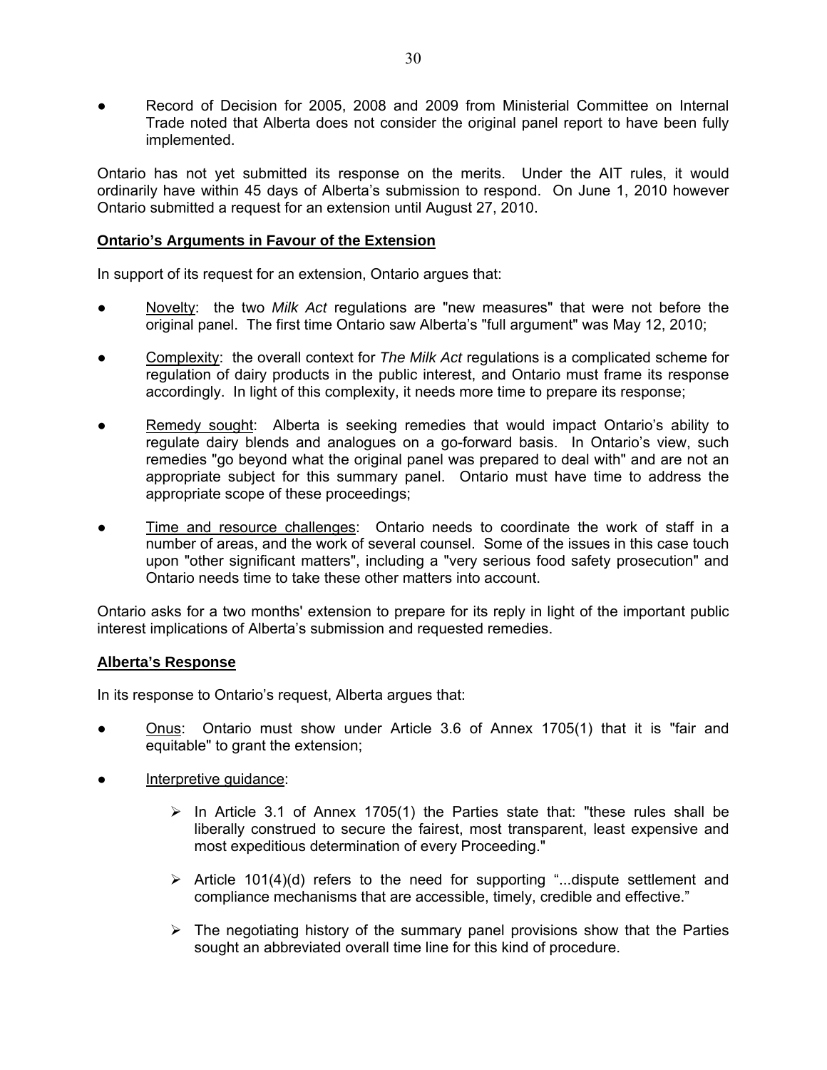- Record of Decision for 2005, 2008 and 2009 from Ministerial Committee on Internal Trade noted that Alberta does not consider the original panel report to have been fully implemented.

Ontario has not yet submitted its response on the merits. Under the AIT rules, it would ordinarily have within 45 days of Alberta's submission to respond. On June 1, 2010 however Ontario submitted a request for an extension until August 27, 2010.

**Ontario's Arguments in Favour of the Extension**

In support of its request for an extension, Ontario argues that:

- Novelty: the two *Milk Act* regulations are "new measures" that were not before the original panel. The first time Ontario saw Alberta's "full argument" was May 12, 2010;
- Complexity: the overall context for *The Milk Act* regulations is a complicated scheme for regulation of dairy products in the public interest, and Ontario must frame its response accordingly. In light of this complexity, it needs more time to prepare its response;
- Remedy sought: Alberta is seeking remedies that would impact Ontario's ability to regulate dairy blends and analogues on a go-forward basis. In Ontario's view, such remedies "go beyond what the original panel was prepared to deal with" and are not an appropriate subject for this summary panel. Ontario must have time to address the appropriate scope of these proceedings;
- Time and resource challenges: Ontario needs to coordinate the work of staff in a number of areas, and the work of several counsel. Some of the issues in this case touch upon "other significant matters", including a "very serious food safety prosecution" and Ontario needs time to take these other matters into account.

Ontario asks for a two months' extension to prepare for its reply in light of the important public interest implications of Alberta's submission and requested remedies.

**Alberta's Response**

In its response to Ontario's request, Alberta argues that:

- Onus: Ontario must show under Article 3.6 of Annex 1705(1) that it is "fair and equitable" to grant the extension;
- Interpretive guidance:
  - In Article 3.1 of Annex 1705(1) the Parties state that: "these rules shall be liberally construed to secure the fairest, most transparent, least expensive and most expeditious determination of every Proceeding."
  - Article 101(4)(d) refers to the need for supporting "...dispute settlement and compliance mechanisms that are accessible, timely, credible and effective."
  - The negotiating history of the summary panel provisions show that the Parties sought an abbreviated overall time line for this kind of procedure.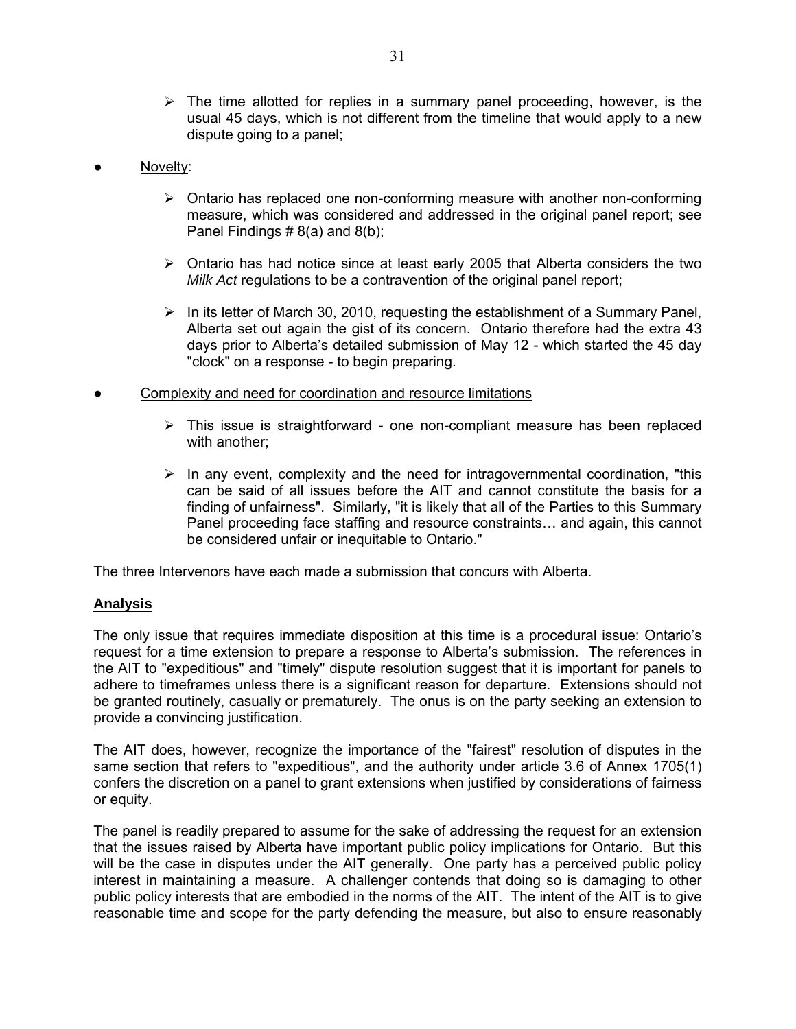- The time allotted for replies in a summary panel proceeding, however, is the usual 45 days, which is not different from the timeline that would apply to a new dispute going to a panel;

- Novelty:

  - Ontario has replaced one non-conforming measure with another non-conforming measure, which was considered and addressed in the original panel report; see Panel Findings # 8(a) and 8(b);

  - Ontario has had notice since at least early 2005 that Alberta considers the two *Milk Act* regulations to be a contravention of the original panel report;

  - In its letter of March 30, 2010, requesting the establishment of a Summary Panel, Alberta set out again the gist of its concern. Ontario therefore had the extra 43 days prior to Alberta's detailed submission of May 12 - which started the 45 day "clock" on a response - to begin preparing.

- Complexity and need for coordination and resource limitations

  - This issue is straightforward - one non-compliant measure has been replaced with another;

  - In any event, complexity and the need for intragovernmental coordination, "this can be said of all issues before the AIT and cannot constitute the basis for a finding of unfairness". Similarly, "it is likely that all of the Parties to this Summary Panel proceeding face staffing and resource constraints… and again, this cannot be considered unfair or inequitable to Ontario."

The three Intervenors have each made a submission that concurs with Alberta.

## Analysis

The only issue that requires immediate disposition at this time is a procedural issue: Ontario's request for a time extension to prepare a response to Alberta's submission. The references in the AIT to "expeditious" and "timely" dispute resolution suggest that it is important for panels to adhere to timeframes unless there is a significant reason for departure. Extensions should not be granted routinely, casually or prematurely. The onus is on the party seeking an extension to provide a convincing justification.

The AIT does, however, recognize the importance of the "fairest" resolution of disputes in the same section that refers to "expeditious", and the authority under article 3.6 of Annex 1705(1) confers the discretion on a panel to grant extensions when justified by considerations of fairness or equity.

The panel is readily prepared to assume for the sake of addressing the request for an extension that the issues raised by Alberta have important public policy implications for Ontario. But this will be the case in disputes under the AIT generally. One party has a perceived public policy interest in maintaining a measure. A challenger contends that doing so is damaging to other public policy interests that are embodied in the norms of the AIT. The intent of the AIT is to give reasonable time and scope for the party defending the measure, but also to ensure reasonably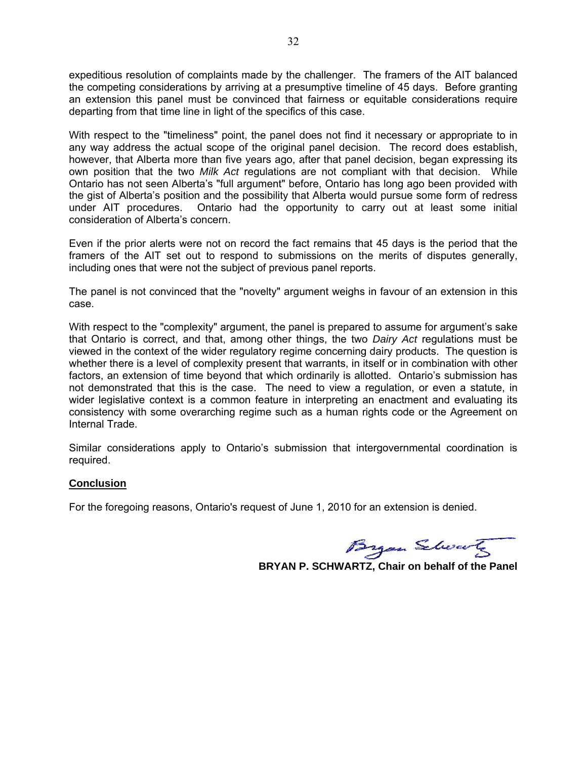expeditious resolution of complaints made by the challenger. The framers of the AIT balanced the competing considerations by arriving at a presumptive timeline of 45 days. Before granting an extension this panel must be convinced that fairness or equitable considerations require departing from that time line in light of the specifics of this case.

With respect to the "timeliness" point, the panel does not find it necessary or appropriate to in any way address the actual scope of the original panel decision. The record does establish, however, that Alberta more than five years ago, after that panel decision, began expressing its own position that the two *Milk Act* regulations are not compliant with that decision. While Ontario has not seen Alberta's "full argument" before, Ontario has long ago been provided with the gist of Alberta's position and the possibility that Alberta would pursue some form of redress under AIT procedures. Ontario had the opportunity to carry out at least some initial consideration of Alberta's concern.

Even if the prior alerts were not on record the fact remains that 45 days is the period that the framers of the AIT set out to respond to submissions on the merits of disputes generally, including ones that were not the subject of previous panel reports.

The panel is not convinced that the "novelty" argument weighs in favour of an extension in this case.

With respect to the "complexity" argument, the panel is prepared to assume for argument's sake that Ontario is correct, and that, among other things, the two *Dairy Act* regulations must be viewed in the context of the wider regulatory regime concerning dairy products. The question is whether there is a level of complexity present that warrants, in itself or in combination with other factors, an extension of time beyond that which ordinarily is allotted. Ontario's submission has not demonstrated that this is the case. The need to view a regulation, or even a statute, in wider legislative context is a common feature in interpreting an enactment and evaluating its consistency with some overarching regime such as a human rights code or the Agreement on Internal Trade.

Similar considerations apply to Ontario's submission that intergovernmental coordination is required.

**Conclusion**

For the foregoing reasons, Ontario's request of June 1, 2010 for an extension is denied.

Bryan Schwartz

**BRYAN P. SCHWARTZ, Chair on behalf of the Panel**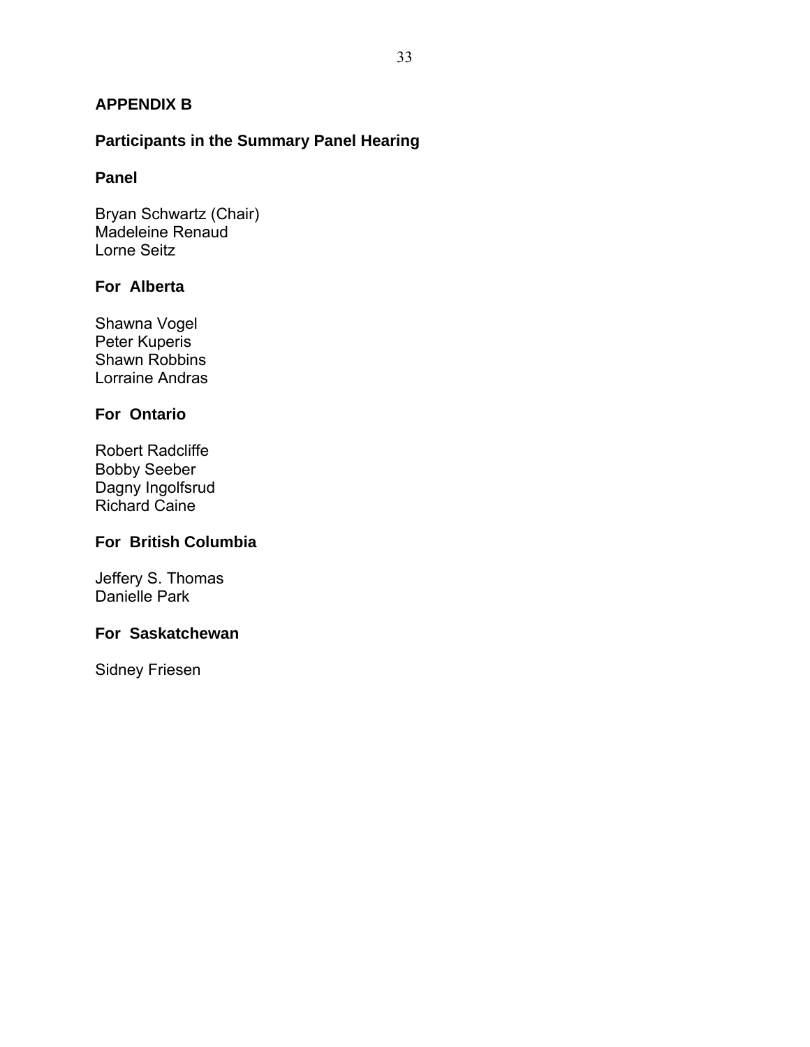## APPENDIX B

### Participants in the Summary Panel Hearing

#### Panel

Bryan Schwartz (Chair)
Madeleine Renaud
Lorne Seitz

#### For Alberta

Shawna Vogel
Peter Kuperis
Shawn Robbins
Lorraine Andras

#### For Ontario

Robert Radcliffe
Bobby Seeber
Dagny Ingolfsrud
Richard Caine

#### For British Columbia

Jeffery S. Thomas
Danielle Park

#### For Saskatchewan

Sidney Friesen